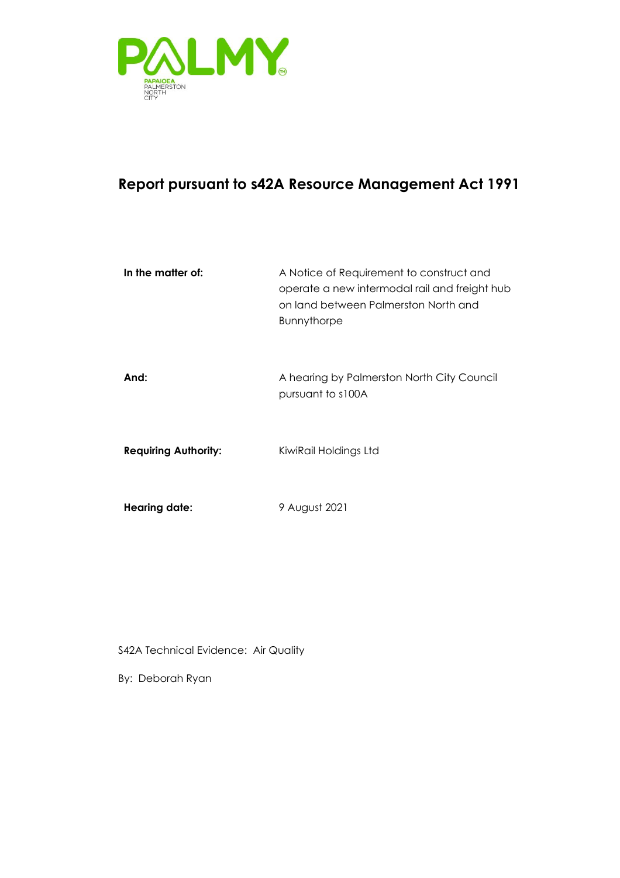PALMY

PAPAIOEA
PALMERSTON
NORTH
CITY

# Report pursuant to s42A Resource Management Act 1991

| | |
|---|---|
| **In the matter of:** | A Notice of Requirement to construct and operate a new intermodal rail and freight hub on land between Palmerston North and Bunnythorpe |
| **And:** | A hearing by Palmerston North City Council pursuant to s100A |
| **Requiring Authority:** | KiwiRail Holdings Ltd |
| **Hearing date:** | 9 August 2021 |

S42A Technical Evidence: Air Quality

By: Deborah Ryan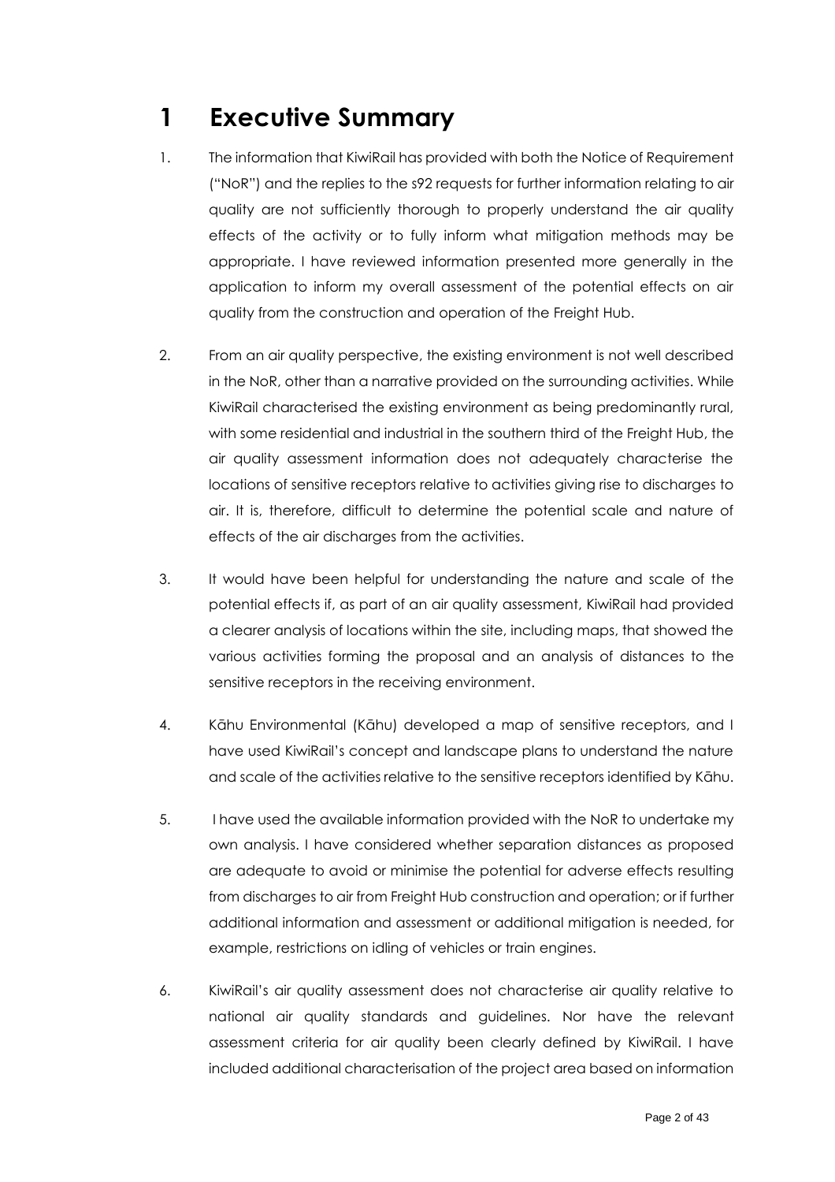# 1 Executive Summary

1. The information that KiwiRail has provided with both the Notice of Requirement ("NoR") and the replies to the s92 requests for further information relating to air quality are not sufficiently thorough to properly understand the air quality effects of the activity or to fully inform what mitigation methods may be appropriate. I have reviewed information presented more generally in the application to inform my overall assessment of the potential effects on air quality from the construction and operation of the Freight Hub.

2. From an air quality perspective, the existing environment is not well described in the NoR, other than a narrative provided on the surrounding activities. While KiwiRail characterised the existing environment as being predominantly rural, with some residential and industrial in the southern third of the Freight Hub, the air quality assessment information does not adequately characterise the locations of sensitive receptors relative to activities giving rise to discharges to air. It is, therefore, difficult to determine the potential scale and nature of effects of the air discharges from the activities.

3. It would have been helpful for understanding the nature and scale of the potential effects if, as part of an air quality assessment, KiwiRail had provided a clearer analysis of locations within the site, including maps, that showed the various activities forming the proposal and an analysis of distances to the sensitive receptors in the receiving environment.

4. Kāhu Environmental (Kāhu) developed a map of sensitive receptors, and I have used KiwiRail's concept and landscape plans to understand the nature and scale of the activities relative to the sensitive receptors identified by Kāhu.

5. I have used the available information provided with the NoR to undertake my own analysis. I have considered whether separation distances as proposed are adequate to avoid or minimise the potential for adverse effects resulting from discharges to air from Freight Hub construction and operation; or if further additional information and assessment or additional mitigation is needed, for example, restrictions on idling of vehicles or train engines.

6. KiwiRail's air quality assessment does not characterise air quality relative to national air quality standards and guidelines. Nor have the relevant assessment criteria for air quality been clearly defined by KiwiRail. I have included additional characterisation of the project area based on information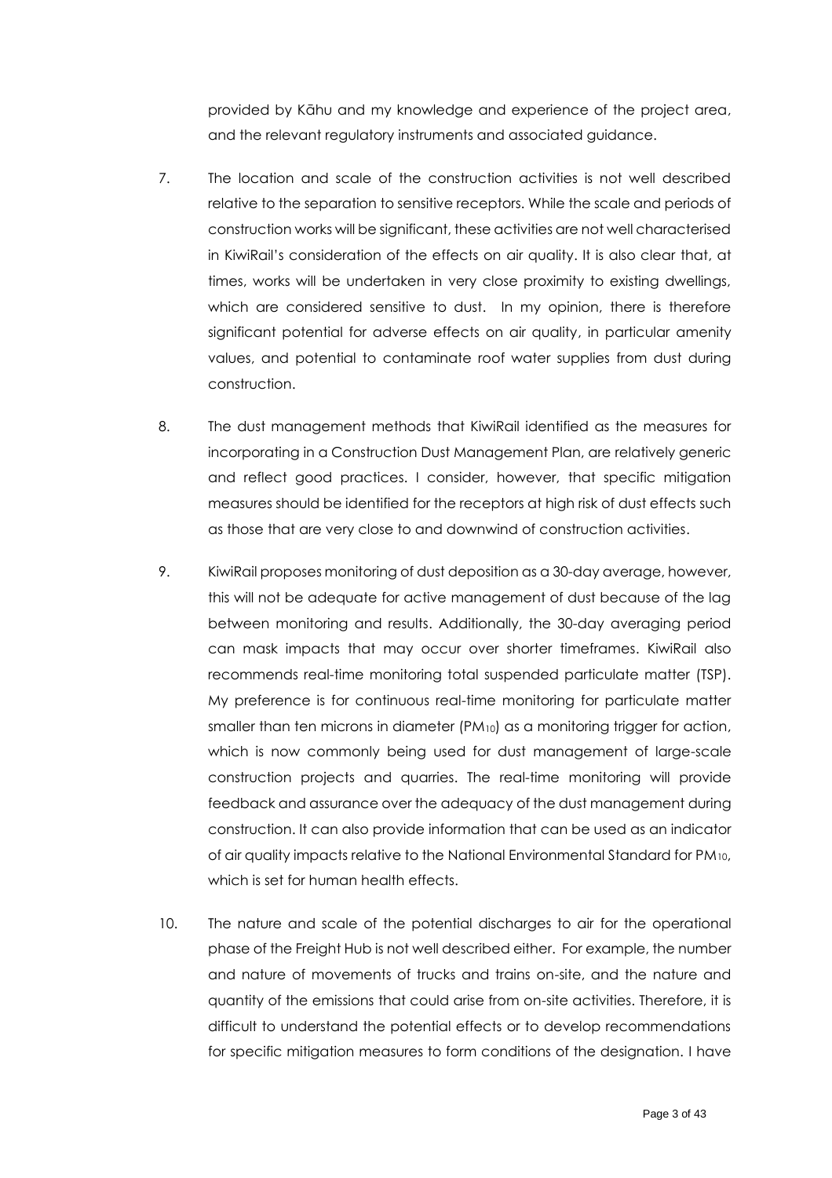provided by Kāhu and my knowledge and experience of the project area, and the relevant regulatory instruments and associated guidance.

7. The location and scale of the construction activities is not well described relative to the separation to sensitive receptors. While the scale and periods of construction works will be significant, these activities are not well characterised in KiwiRail's consideration of the effects on air quality. It is also clear that, at times, works will be undertaken in very close proximity to existing dwellings, which are considered sensitive to dust. In my opinion, there is therefore significant potential for adverse effects on air quality, in particular amenity values, and potential to contaminate roof water supplies from dust during construction.

8. The dust management methods that KiwiRail identified as the measures for incorporating in a Construction Dust Management Plan, are relatively generic and reflect good practices. I consider, however, that specific mitigation measures should be identified for the receptors at high risk of dust effects such as those that are very close to and downwind of construction activities.

9. KiwiRail proposes monitoring of dust deposition as a 30-day average, however, this will not be adequate for active management of dust because of the lag between monitoring and results. Additionally, the 30-day averaging period can mask impacts that may occur over shorter timeframes. KiwiRail also recommends real-time monitoring total suspended particulate matter (TSP). My preference is for continuous real-time monitoring for particulate matter smaller than ten microns in diameter ($PM_{10}$) as a monitoring trigger for action, which is now commonly being used for dust management of large-scale construction projects and quarries. The real-time monitoring will provide feedback and assurance over the adequacy of the dust management during construction. It can also provide information that can be used as an indicator of air quality impacts relative to the National Environmental Standard for $PM_{10}$, which is set for human health effects.

10. The nature and scale of the potential discharges to air for the operational phase of the Freight Hub is not well described either. For example, the number and nature of movements of trucks and trains on-site, and the nature and quantity of the emissions that could arise from on-site activities. Therefore, it is difficult to understand the potential effects or to develop recommendations for specific mitigation measures to form conditions of the designation. I have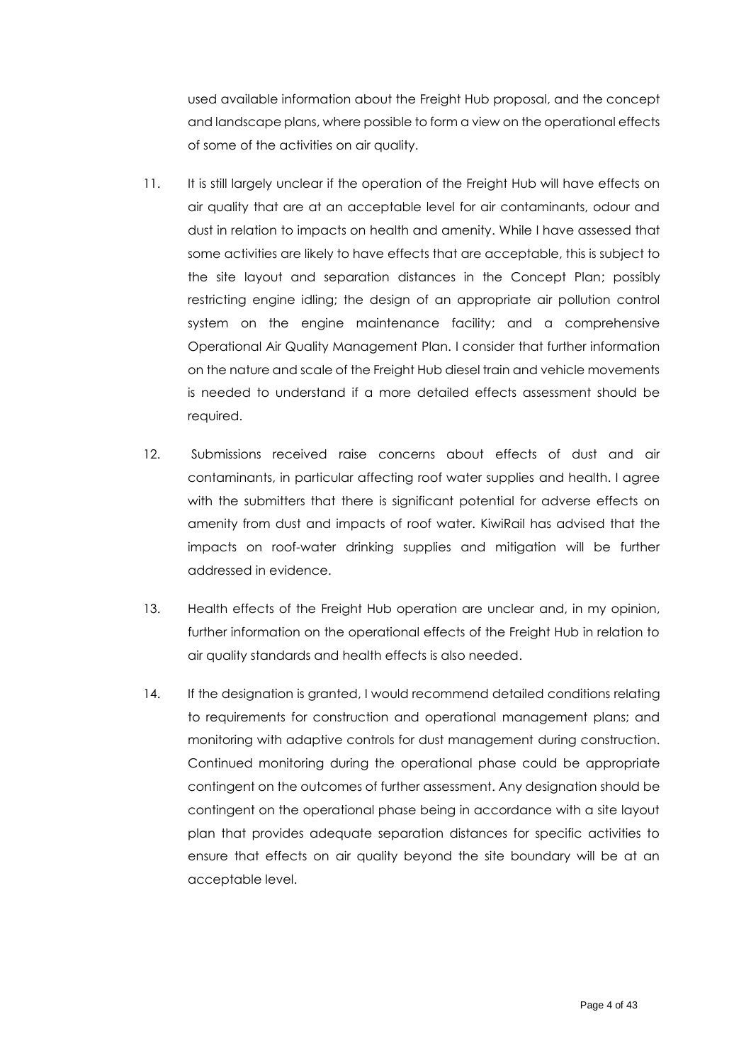used available information about the Freight Hub proposal, and the concept and landscape plans, where possible to form a view on the operational effects of some of the activities on air quality.

11. It is still largely unclear if the operation of the Freight Hub will have effects on air quality that are at an acceptable level for air contaminants, odour and dust in relation to impacts on health and amenity. While I have assessed that some activities are likely to have effects that are acceptable, this is subject to the site layout and separation distances in the Concept Plan; possibly restricting engine idling; the design of an appropriate air pollution control system on the engine maintenance facility; and a comprehensive Operational Air Quality Management Plan. I consider that further information on the nature and scale of the Freight Hub diesel train and vehicle movements is needed to understand if a more detailed effects assessment should be required.

12. Submissions received raise concerns about effects of dust and air contaminants, in particular affecting roof water supplies and health. I agree with the submitters that there is significant potential for adverse effects on amenity from dust and impacts of roof water. KiwiRail has advised that the impacts on roof-water drinking supplies and mitigation will be further addressed in evidence.

13. Health effects of the Freight Hub operation are unclear and, in my opinion, further information on the operational effects of the Freight Hub in relation to air quality standards and health effects is also needed.

14. If the designation is granted, I would recommend detailed conditions relating to requirements for construction and operational management plans; and monitoring with adaptive controls for dust management during construction. Continued monitoring during the operational phase could be appropriate contingent on the outcomes of further assessment. Any designation should be contingent on the operational phase being in accordance with a site layout plan that provides adequate separation distances for specific activities to ensure that effects on air quality beyond the site boundary will be at an acceptable level.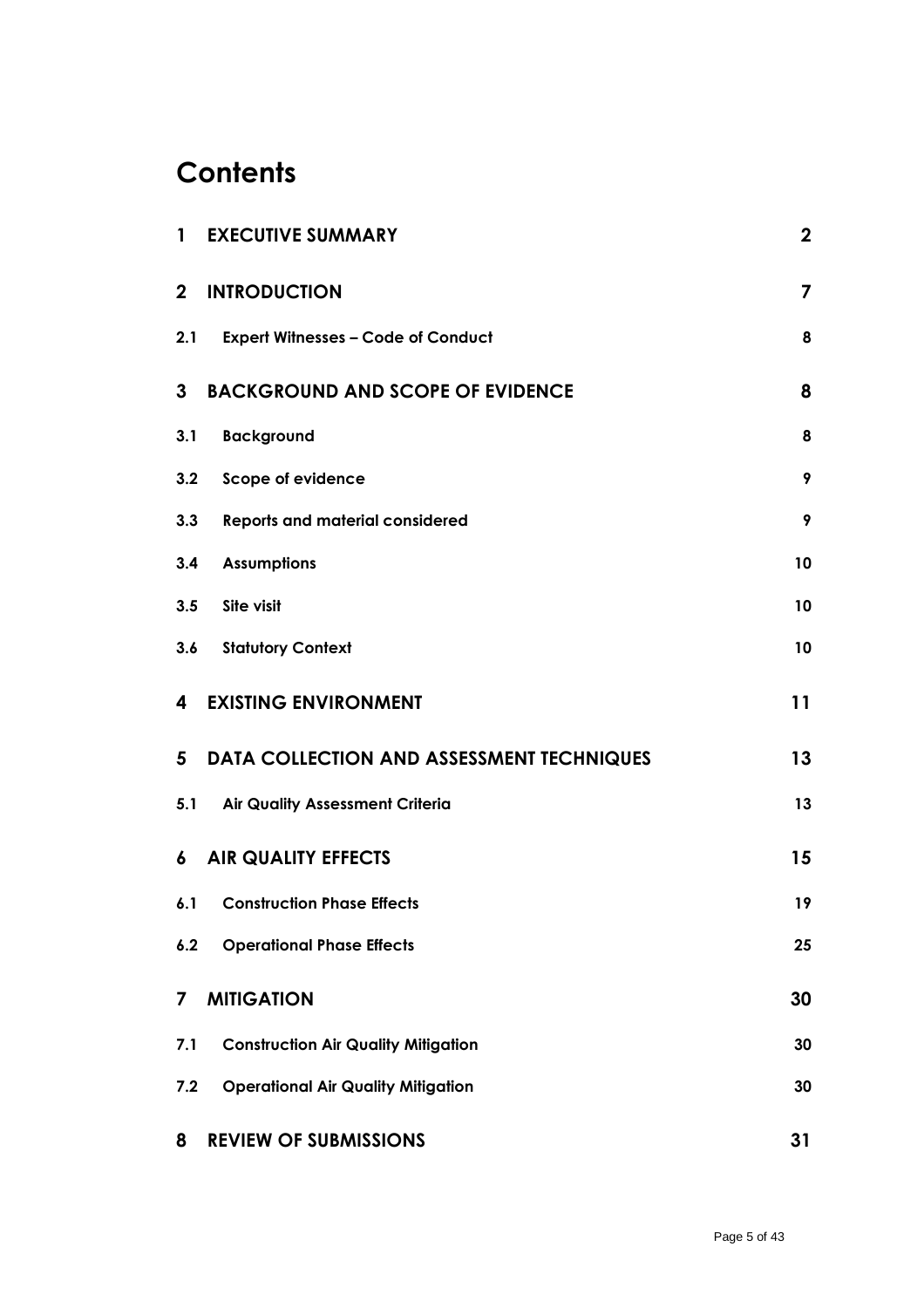# Contents

| | | |
|---|---|---|
| **1** | **EXECUTIVE SUMMARY** | **2** |
| **2** | **INTRODUCTION** | **7** |
| **2.1** | **Expert Witnesses – Code of Conduct** | **8** |
| **3** | **BACKGROUND AND SCOPE OF EVIDENCE** | **8** |
| **3.1** | **Background** | **8** |
| **3.2** | **Scope of evidence** | **9** |
| **3.3** | **Reports and material considered** | **9** |
| **3.4** | **Assumptions** | **10** |
| **3.5** | **Site visit** | **10** |
| **3.6** | **Statutory Context** | **10** |
| **4** | **EXISTING ENVIRONMENT** | **11** |
| **5** | **DATA COLLECTION AND ASSESSMENT TECHNIQUES** | **13** |
| **5.1** | **Air Quality Assessment Criteria** | **13** |
| **6** | **AIR QUALITY EFFECTS** | **15** |
| **6.1** | **Construction Phase Effects** | **19** |
| **6.2** | **Operational Phase Effects** | **25** |
| **7** | **MITIGATION** | **30** |
| **7.1** | **Construction Air Quality Mitigation** | **30** |
| **7.2** | **Operational Air Quality Mitigation** | **30** |
| **8** | **REVIEW OF SUBMISSIONS** | **31** |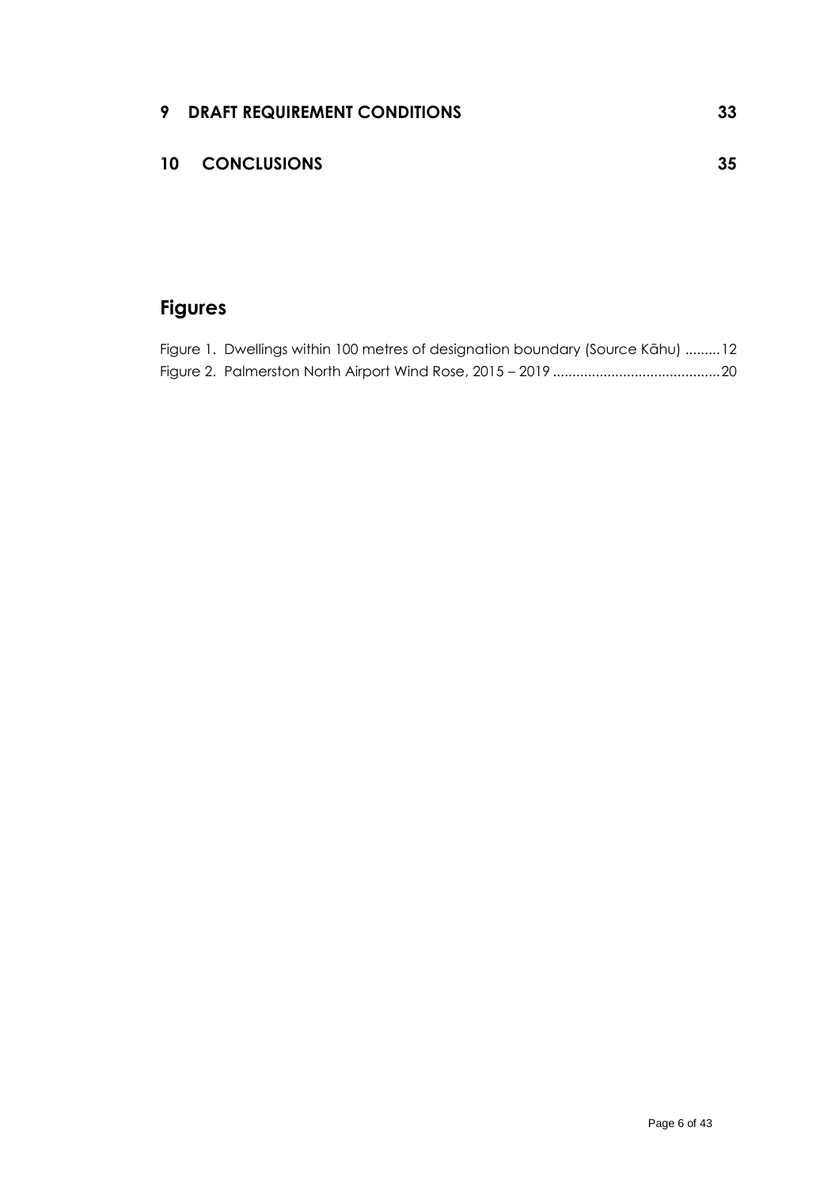9 DRAFT REQUIREMENT CONDITIONS 33

10 CONCLUSIONS 35

## Figures

Figure 1. Dwellings within 100 metres of designation boundary (Source Kāhu) .........12

Figure 2. Palmerston North Airport Wind Rose, 2015 – 2019 ..........................................20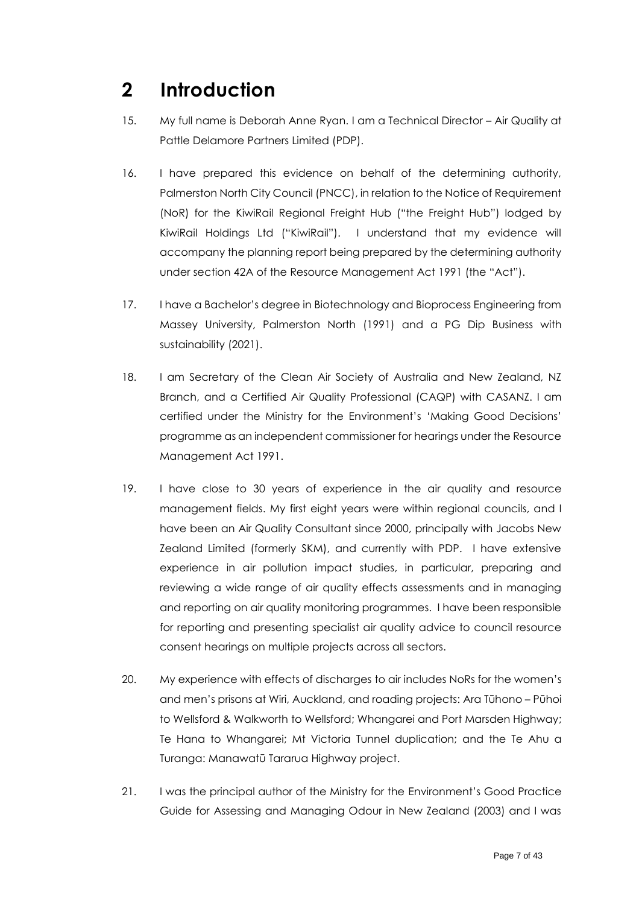# 2 Introduction

15. My full name is Deborah Anne Ryan. I am a Technical Director – Air Quality at Pattle Delamore Partners Limited (PDP).

16. I have prepared this evidence on behalf of the determining authority, Palmerston North City Council (PNCC), in relation to the Notice of Requirement (NoR) for the KiwiRail Regional Freight Hub ("the Freight Hub") lodged by KiwiRail Holdings Ltd ("KiwiRail"). I understand that my evidence will accompany the planning report being prepared by the determining authority under section 42A of the Resource Management Act 1991 (the "Act").

17. I have a Bachelor's degree in Biotechnology and Bioprocess Engineering from Massey University, Palmerston North (1991) and a PG Dip Business with sustainability (2021).

18. I am Secretary of the Clean Air Society of Australia and New Zealand, NZ Branch, and a Certified Air Quality Professional (CAQP) with CASANZ. I am certified under the Ministry for the Environment's 'Making Good Decisions' programme as an independent commissioner for hearings under the Resource Management Act 1991.

19. I have close to 30 years of experience in the air quality and resource management fields. My first eight years were within regional councils, and I have been an Air Quality Consultant since 2000, principally with Jacobs New Zealand Limited (formerly SKM), and currently with PDP. I have extensive experience in air pollution impact studies, in particular, preparing and reviewing a wide range of air quality effects assessments and in managing and reporting on air quality monitoring programmes. I have been responsible for reporting and presenting specialist air quality advice to council resource consent hearings on multiple projects across all sectors.

20. My experience with effects of discharges to air includes NoRs for the women's and men's prisons at Wiri, Auckland, and roading projects: Ara Tūhono – Pūhoi to Wellsford & Walkworth to Wellsford; Whangarei and Port Marsden Highway; Te Hana to Whangarei; Mt Victoria Tunnel duplication; and the Te Ahu a Turanga: Manawatū Tararua Highway project.

21. I was the principal author of the Ministry for the Environment's Good Practice Guide for Assessing and Managing Odour in New Zealand (2003) and I was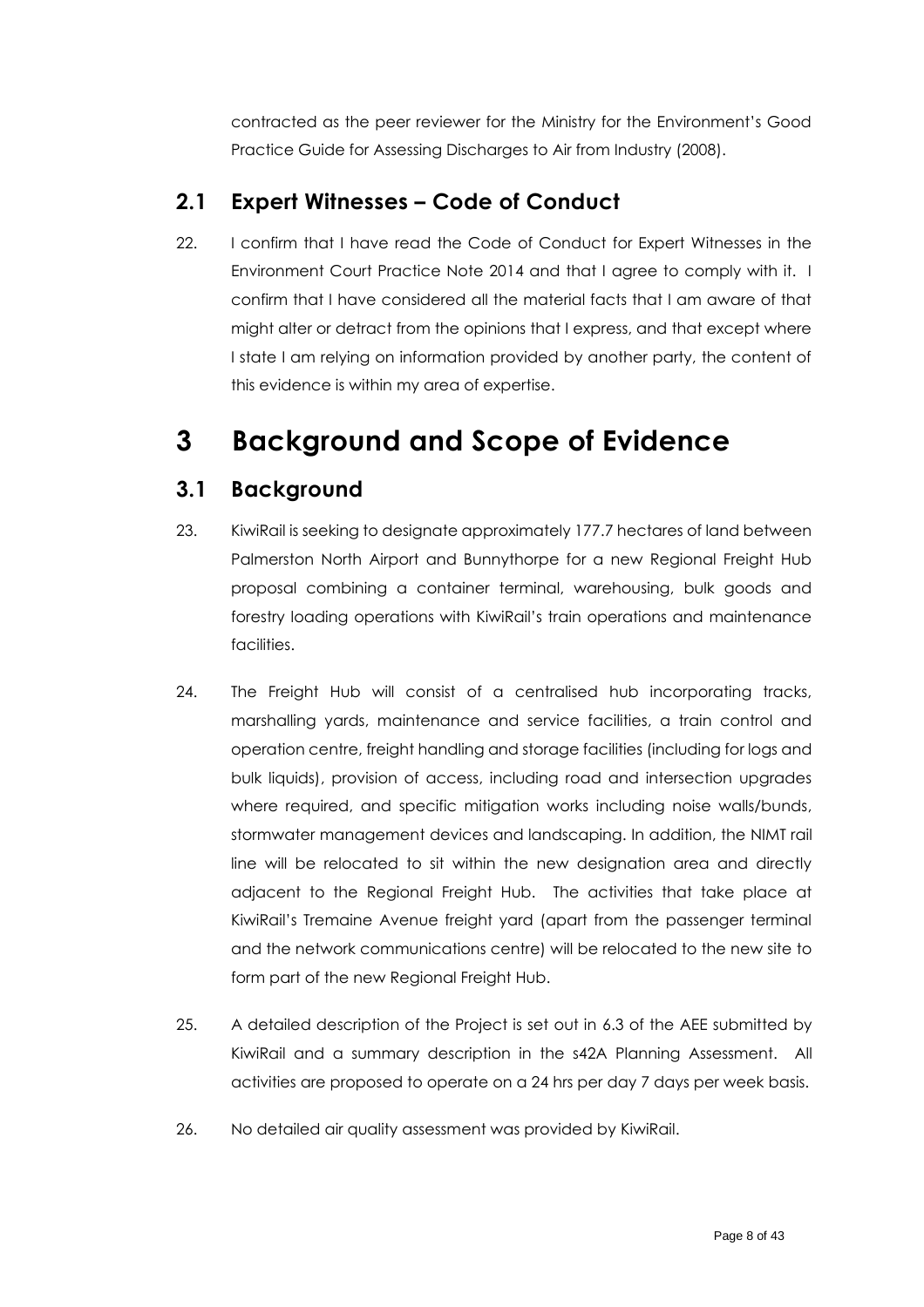contracted as the peer reviewer for the Ministry for the Environment's Good Practice Guide for Assessing Discharges to Air from Industry (2008).

## 2.1 Expert Witnesses – Code of Conduct

22. I confirm that I have read the Code of Conduct for Expert Witnesses in the Environment Court Practice Note 2014 and that I agree to comply with it. I confirm that I have considered all the material facts that I am aware of that might alter or detract from the opinions that I express, and that except where I state I am relying on information provided by another party, the content of this evidence is within my area of expertise.

# 3 Background and Scope of Evidence

## 3.1 Background

23. KiwiRail is seeking to designate approximately 177.7 hectares of land between Palmerston North Airport and Bunnythorpe for a new Regional Freight Hub proposal combining a container terminal, warehousing, bulk goods and forestry loading operations with KiwiRail's train operations and maintenance facilities.

24. The Freight Hub will consist of a centralised hub incorporating tracks, marshalling yards, maintenance and service facilities, a train control and operation centre, freight handling and storage facilities (including for logs and bulk liquids), provision of access, including road and intersection upgrades where required, and specific mitigation works including noise walls/bunds, stormwater management devices and landscaping. In addition, the NIMT rail line will be relocated to sit within the new designation area and directly adjacent to the Regional Freight Hub. The activities that take place at KiwiRail's Tremaine Avenue freight yard (apart from the passenger terminal and the network communications centre) will be relocated to the new site to form part of the new Regional Freight Hub.

25. A detailed description of the Project is set out in 6.3 of the AEE submitted by KiwiRail and a summary description in the s42A Planning Assessment. All activities are proposed to operate on a 24 hrs per day 7 days per week basis.

26. No detailed air quality assessment was provided by KiwiRail.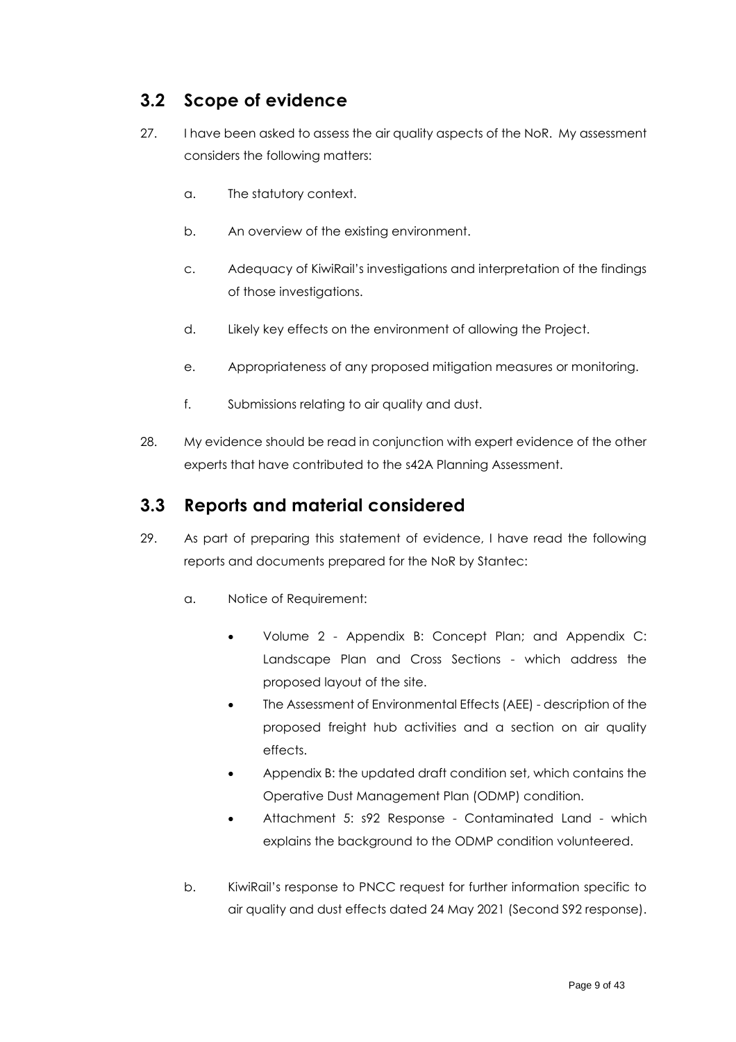## 3.2 Scope of evidence

27. I have been asked to assess the air quality aspects of the NoR. My assessment considers the following matters:

    a. The statutory context.

    b. An overview of the existing environment.

    c. Adequacy of KiwiRail's investigations and interpretation of the findings of those investigations.

    d. Likely key effects on the environment of allowing the Project.

    e. Appropriateness of any proposed mitigation measures or monitoring.

    f. Submissions relating to air quality and dust.

28. My evidence should be read in conjunction with expert evidence of the other experts that have contributed to the s42A Planning Assessment.

## 3.3 Reports and material considered

29. As part of preparing this statement of evidence, I have read the following reports and documents prepared for the NoR by Stantec:

    a. Notice of Requirement:

        - Volume 2 - Appendix B: Concept Plan; and Appendix C: Landscape Plan and Cross Sections - which address the proposed layout of the site.
        - The Assessment of Environmental Effects (AEE) - description of the proposed freight hub activities and a section on air quality effects.
        - Appendix B: the updated draft condition set, which contains the Operative Dust Management Plan (ODMP) condition.
        - Attachment 5: s92 Response - Contaminated Land - which explains the background to the ODMP condition volunteered.

    b. KiwiRail's response to PNCC request for further information specific to air quality and dust effects dated 24 May 2021 (Second S92 response).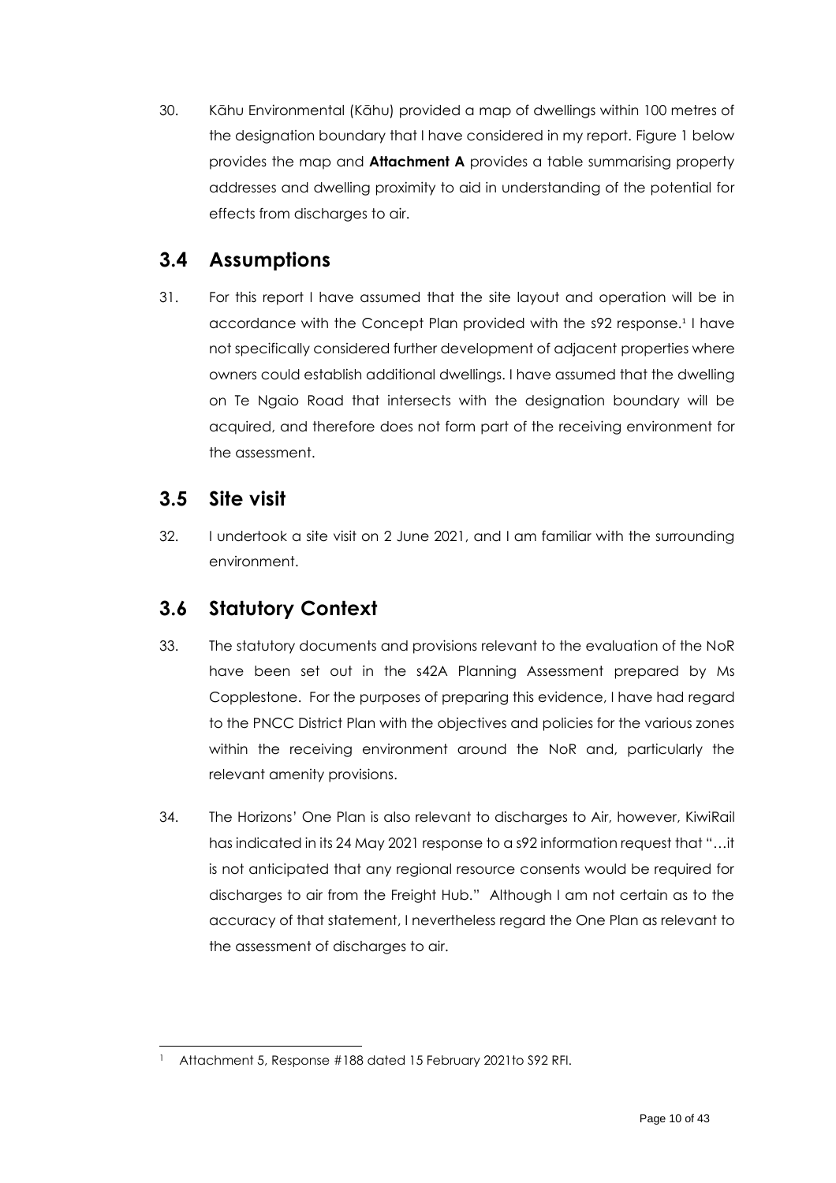30. Kāhu Environmental (Kāhu) provided a map of dwellings within 100 metres of the designation boundary that I have considered in my report. Figure 1 below provides the map and **Attachment A** provides a table summarising property addresses and dwelling proximity to aid in understanding of the potential for effects from discharges to air.

## 3.4 Assumptions

31. For this report I have assumed that the site layout and operation will be in accordance with the Concept Plan provided with the s92 response.[1] I have not specifically considered further development of adjacent properties where owners could establish additional dwellings. I have assumed that the dwelling on Te Ngaio Road that intersects with the designation boundary will be acquired, and therefore does not form part of the receiving environment for the assessment.

## 3.5 Site visit

32. I undertook a site visit on 2 June 2021, and I am familiar with the surrounding environment.

## 3.6 Statutory Context

33. The statutory documents and provisions relevant to the evaluation of the NoR have been set out in the s42A Planning Assessment prepared by Ms Copplestone. For the purposes of preparing this evidence, I have had regard to the PNCC District Plan with the objectives and policies for the various zones within the receiving environment around the NoR and, particularly the relevant amenity provisions.

34. The Horizons' One Plan is also relevant to discharges to Air, however, KiwiRail has indicated in its 24 May 2021 response to a s92 information request that "…it is not anticipated that any regional resource consents would be required for discharges to air from the Freight Hub." Although I am not certain as to the accuracy of that statement, I nevertheless regard the One Plan as relevant to the assessment of discharges to air.

---

[1] Attachment 5, Response #188 dated 15 February 2021to S92 RFI.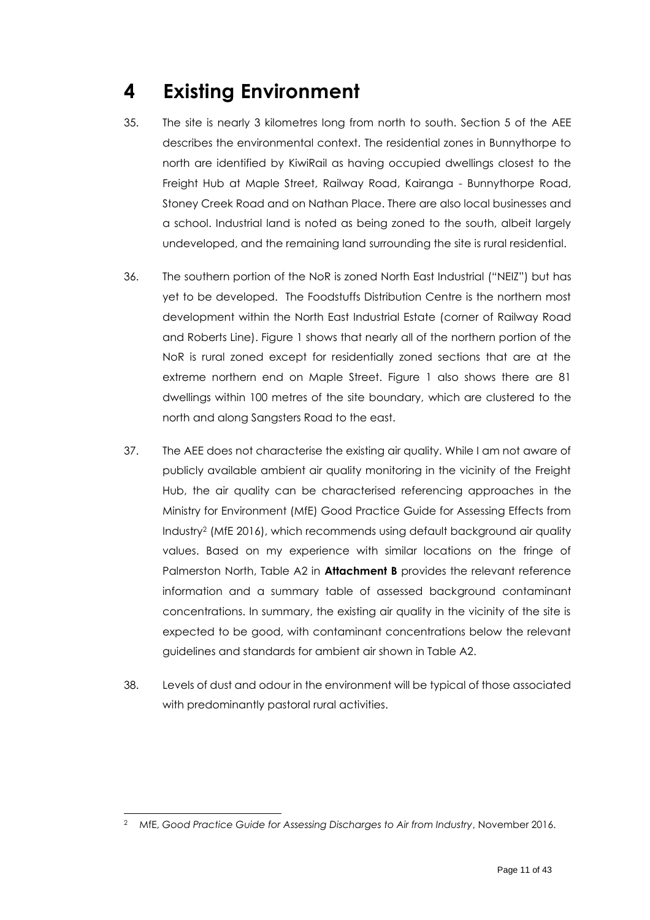# 4 Existing Environment

35. The site is nearly 3 kilometres long from north to south. Section 5 of the AEE describes the environmental context. The residential zones in Bunnythorpe to north are identified by KiwiRail as having occupied dwellings closest to the Freight Hub at Maple Street, Railway Road, Kairanga - Bunnythorpe Road, Stoney Creek Road and on Nathan Place. There are also local businesses and a school. Industrial land is noted as being zoned to the south, albeit largely undeveloped, and the remaining land surrounding the site is rural residential.

36. The southern portion of the NoR is zoned North East Industrial ("NEIZ") but has yet to be developed. The Foodstuffs Distribution Centre is the northern most development within the North East Industrial Estate (corner of Railway Road and Roberts Line). Figure 1 shows that nearly all of the northern portion of the NoR is rural zoned except for residentially zoned sections that are at the extreme northern end on Maple Street. Figure 1 also shows there are 81 dwellings within 100 metres of the site boundary, which are clustered to the north and along Sangsters Road to the east.

37. The AEE does not characterise the existing air quality. While I am not aware of publicly available ambient air quality monitoring in the vicinity of the Freight Hub, the air quality can be characterised referencing approaches in the Ministry for Environment (MfE) Good Practice Guide for Assessing Effects from Industry[2] (MfE 2016), which recommends using default background air quality values. Based on my experience with similar locations on the fringe of Palmerston North, Table A2 in **Attachment B** provides the relevant reference information and a summary table of assessed background contaminant concentrations. In summary, the existing air quality in the vicinity of the site is expected to be good, with contaminant concentrations below the relevant guidelines and standards for ambient air shown in Table A2.

38. Levels of dust and odour in the environment will be typical of those associated with predominantly pastoral rural activities.

---

[2] MfE, *Good Practice Guide for Assessing Discharges to Air from Industry*, November 2016.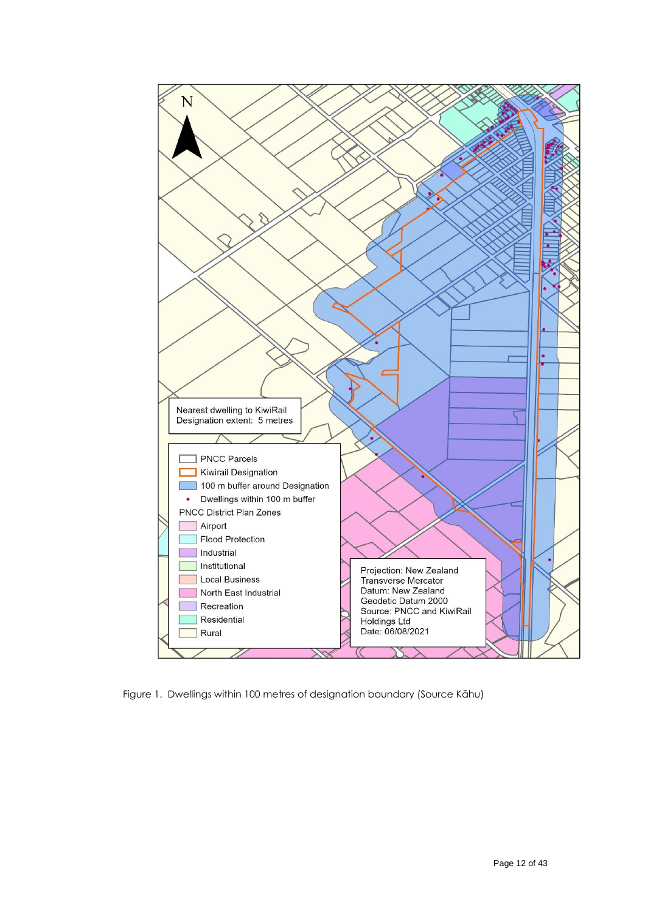N

Nearest dwelling to KiwiRail Designation extent: 5 metres

- PNCC Parcels
- Kiwirail Designation
- 100 m buffer around Designation
- Dwellings within 100 m buffer

PNCC District Plan Zones

- Airport
- Flood Protection
- Industrial
- Institutional
- Local Business
- North East Industrial
- Recreation
- Residential
- Rural

Projection: New Zealand Transverse Mercator
Datum: New Zealand Geodetic Datum 2000
Source: PNCC and KiwiRail Holdings Ltd
Date: 06/08/2021

Figure 1. Dwellings within 100 metres of designation boundary (Source Kāhu)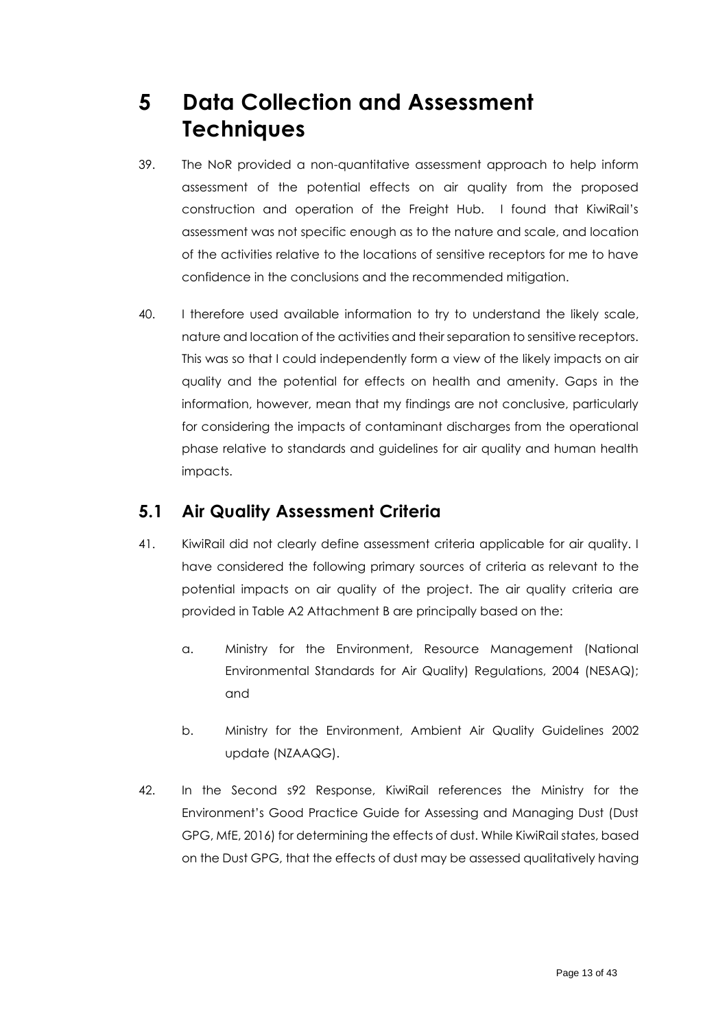# 5 Data Collection and Assessment Techniques

39. The NoR provided a non-quantitative assessment approach to help inform assessment of the potential effects on air quality from the proposed construction and operation of the Freight Hub. I found that KiwiRail's assessment was not specific enough as to the nature and scale, and location of the activities relative to the locations of sensitive receptors for me to have confidence in the conclusions and the recommended mitigation.

40. I therefore used available information to try to understand the likely scale, nature and location of the activities and their separation to sensitive receptors. This was so that I could independently form a view of the likely impacts on air quality and the potential for effects on health and amenity. Gaps in the information, however, mean that my findings are not conclusive, particularly for considering the impacts of contaminant discharges from the operational phase relative to standards and guidelines for air quality and human health impacts.

## 5.1 Air Quality Assessment Criteria

41. KiwiRail did not clearly define assessment criteria applicable for air quality. I have considered the following primary sources of criteria as relevant to the potential impacts on air quality of the project. The air quality criteria are provided in Table A2 Attachment B are principally based on the:

    a. Ministry for the Environment, Resource Management (National Environmental Standards for Air Quality) Regulations, 2004 (NESAQ); and

    b. Ministry for the Environment, Ambient Air Quality Guidelines 2002 update (NZAAQG).

42. In the Second s92 Response, KiwiRail references the Ministry for the Environment's Good Practice Guide for Assessing and Managing Dust (Dust GPG, MfE, 2016) for determining the effects of dust. While KiwiRail states, based on the Dust GPG, that the effects of dust may be assessed qualitatively having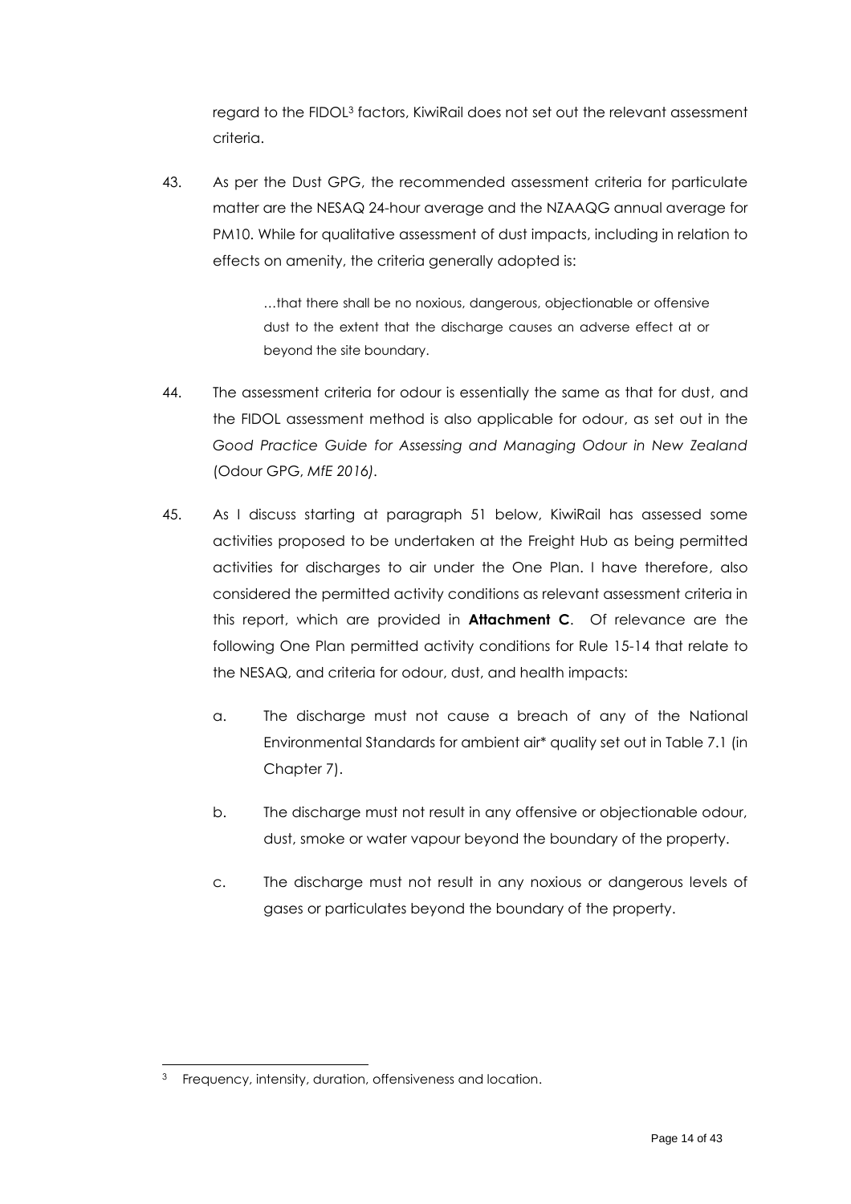regard to the FIDOL[3] factors, KiwiRail does not set out the relevant assessment criteria.

43. As per the Dust GPG, the recommended assessment criteria for particulate matter are the NESAQ 24-hour average and the NZAAQG annual average for PM10. While for qualitative assessment of dust impacts, including in relation to effects on amenity, the criteria generally adopted is:

> …that there shall be no noxious, dangerous, objectionable or offensive dust to the extent that the discharge causes an adverse effect at or beyond the site boundary.

44. The assessment criteria for odour is essentially the same as that for dust, and the FIDOL assessment method is also applicable for odour, as set out in the *Good Practice Guide for Assessing and Managing Odour in New Zealand* (Odour GPG, *MfE 2016)*.

45. As I discuss starting at paragraph 51 below, KiwiRail has assessed some activities proposed to be undertaken at the Freight Hub as being permitted activities for discharges to air under the One Plan. I have therefore, also considered the permitted activity conditions as relevant assessment criteria in this report, which are provided in **Attachment C**. Of relevance are the following One Plan permitted activity conditions for Rule 15-14 that relate to the NESAQ, and criteria for odour, dust, and health impacts:

    a. The discharge must not cause a breach of any of the National Environmental Standards for ambient air* quality set out in Table 7.1 (in Chapter 7).

    b. The discharge must not result in any offensive or objectionable odour, dust, smoke or water vapour beyond the boundary of the property.

    c. The discharge must not result in any noxious or dangerous levels of gases or particulates beyond the boundary of the property.

[3] Frequency, intensity, duration, offensiveness and location.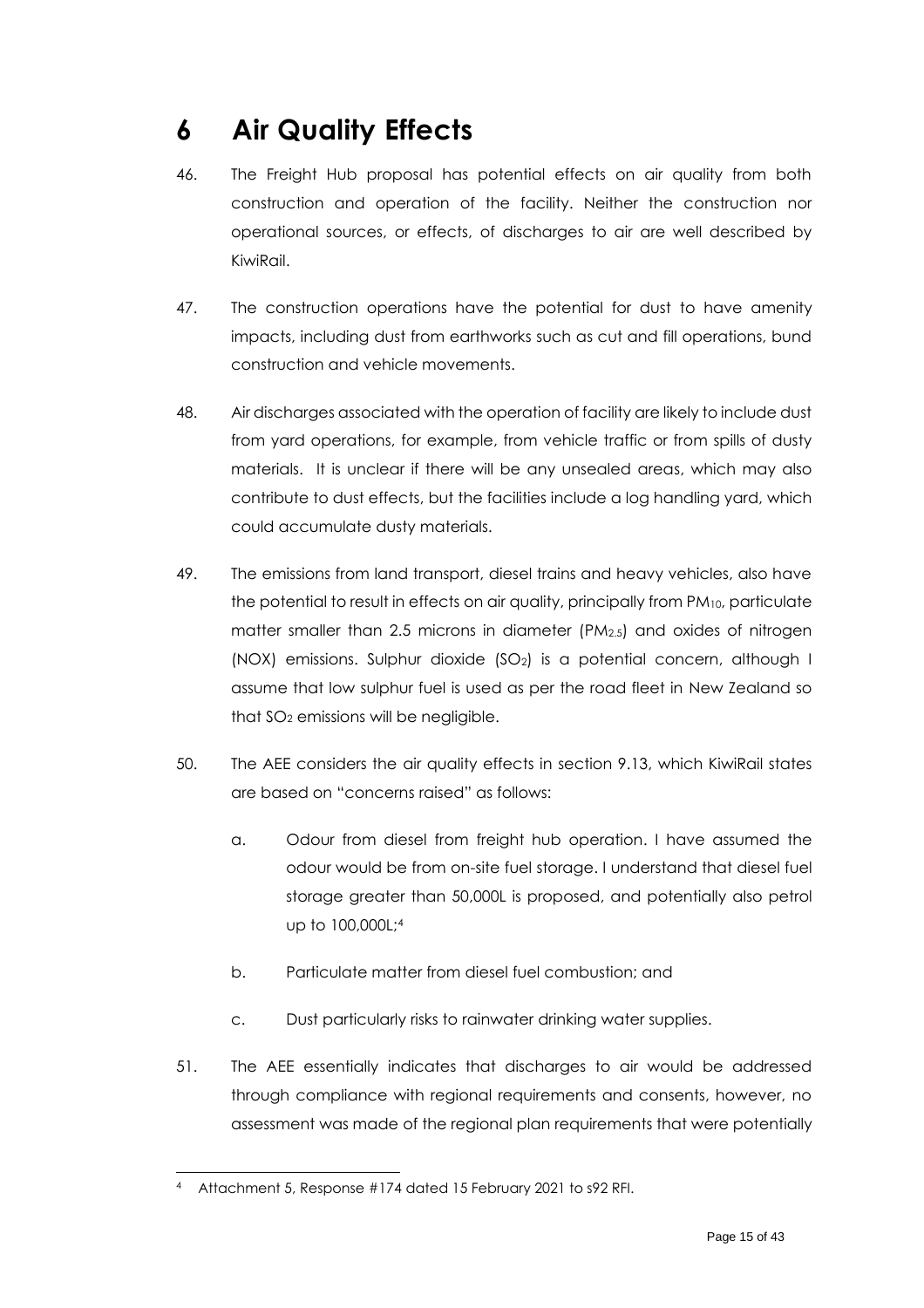# 6 Air Quality Effects

46. The Freight Hub proposal has potential effects on air quality from both construction and operation of the facility. Neither the construction nor operational sources, or effects, of discharges to air are well described by KiwiRail.

47. The construction operations have the potential for dust to have amenity impacts, including dust from earthworks such as cut and fill operations, bund construction and vehicle movements.

48. Air discharges associated with the operation of facility are likely to include dust from yard operations, for example, from vehicle traffic or from spills of dusty materials. It is unclear if there will be any unsealed areas, which may also contribute to dust effects, but the facilities include a log handling yard, which could accumulate dusty materials.

49. The emissions from land transport, diesel trains and heavy vehicles, also have the potential to result in effects on air quality, principally from $PM_{10}$, particulate matter smaller than 2.5 microns in diameter ($PM_{2.5}$) and oxides of nitrogen (NOX) emissions. Sulphur dioxide ($SO_2$) is a potential concern, although I assume that low sulphur fuel is used as per the road fleet in New Zealand so that $SO_2$ emissions will be negligible.

50. The AEE considers the air quality effects in section 9.13, which KiwiRail states are based on "concerns raised" as follows:

    a. Odour from diesel from freight hub operation. I have assumed the odour would be from on-site fuel storage. I understand that diesel fuel storage greater than 50,000L is proposed, and potentially also petrol up to 100,000L;[4]

    b. Particulate matter from diesel fuel combustion; and

    c. Dust particularly risks to rainwater drinking water supplies.

51. The AEE essentially indicates that discharges to air would be addressed through compliance with regional requirements and consents, however, no assessment was made of the regional plan requirements that were potentially

[4] Attachment 5, Response #174 dated 15 February 2021 to s92 RFI.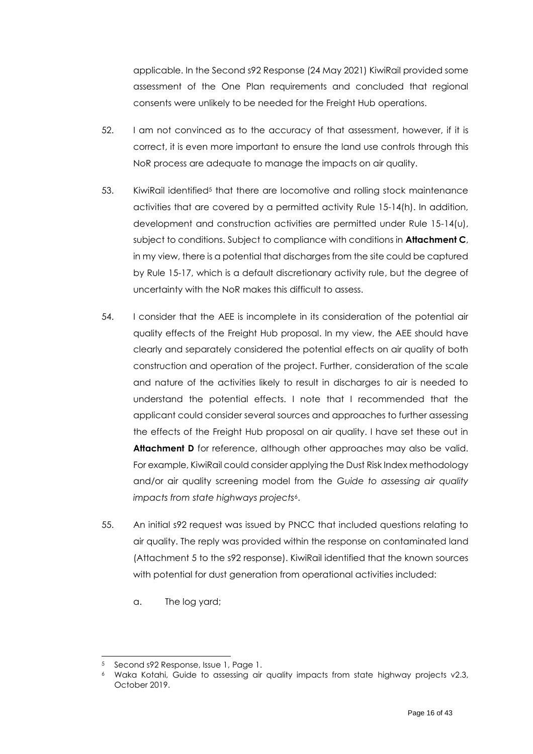applicable. In the Second s92 Response (24 May 2021) KiwiRail provided some assessment of the One Plan requirements and concluded that regional consents were unlikely to be needed for the Freight Hub operations.

52. I am not convinced as to the accuracy of that assessment, however, if it is correct, it is even more important to ensure the land use controls through this NoR process are adequate to manage the impacts on air quality.

53. KiwiRail identified[5] that there are locomotive and rolling stock maintenance activities that are covered by a permitted activity Rule 15-14(h). In addition, development and construction activities are permitted under Rule 15-14(u), subject to conditions. Subject to compliance with conditions in **Attachment C**, in my view, there is a potential that discharges from the site could be captured by Rule 15-17, which is a default discretionary activity rule, but the degree of uncertainty with the NoR makes this difficult to assess.

54. I consider that the AEE is incomplete in its consideration of the potential air quality effects of the Freight Hub proposal. In my view, the AEE should have clearly and separately considered the potential effects on air quality of both construction and operation of the project. Further, consideration of the scale and nature of the activities likely to result in discharges to air is needed to understand the potential effects. I note that I recommended that the applicant could consider several sources and approaches to further assessing the effects of the Freight Hub proposal on air quality. I have set these out in **Attachment D** for reference, although other approaches may also be valid. For example, KiwiRail could consider applying the Dust Risk Index methodology and/or air quality screening model from the *Guide to assessing air quality impacts from state highways projects*[6].

55. An initial s92 request was issued by PNCC that included questions relating to air quality. The reply was provided within the response on contaminated land (Attachment 5 to the s92 response). KiwiRail identified that the known sources with potential for dust generation from operational activities included:

    a. The log yard;

---

[5] Second s92 Response, Issue 1, Page 1.

[6] Waka Kotahi, Guide to assessing air quality impacts from state highway projects v2.3, October 2019.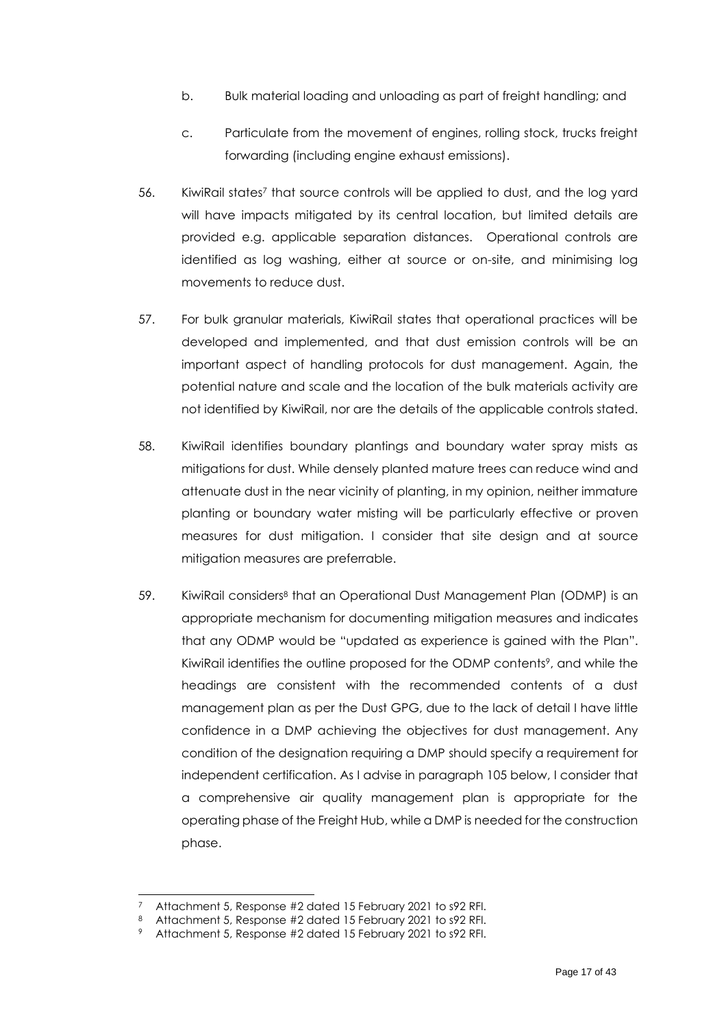b. Bulk material loading and unloading as part of freight handling; and

c. Particulate from the movement of engines, rolling stock, trucks freight forwarding (including engine exhaust emissions).

56. KiwiRail states[7] that source controls will be applied to dust, and the log yard will have impacts mitigated by its central location, but limited details are provided e.g. applicable separation distances. Operational controls are identified as log washing, either at source or on-site, and minimising log movements to reduce dust.

57. For bulk granular materials, KiwiRail states that operational practices will be developed and implemented, and that dust emission controls will be an important aspect of handling protocols for dust management. Again, the potential nature and scale and the location of the bulk materials activity are not identified by KiwiRail, nor are the details of the applicable controls stated.

58. KiwiRail identifies boundary plantings and boundary water spray mists as mitigations for dust. While densely planted mature trees can reduce wind and attenuate dust in the near vicinity of planting, in my opinion, neither immature planting or boundary water misting will be particularly effective or proven measures for dust mitigation. I consider that site design and at source mitigation measures are preferrable.

59. KiwiRail considers[8] that an Operational Dust Management Plan (ODMP) is an appropriate mechanism for documenting mitigation measures and indicates that any ODMP would be "updated as experience is gained with the Plan". KiwiRail identifies the outline proposed for the ODMP contents[9], and while the headings are consistent with the recommended contents of a dust management plan as per the Dust GPG, due to the lack of detail I have little confidence in a DMP achieving the objectives for dust management. Any condition of the designation requiring a DMP should specify a requirement for independent certification. As I advise in paragraph 105 below, I consider that a comprehensive air quality management plan is appropriate for the operating phase of the Freight Hub, while a DMP is needed for the construction phase.

---

[7] Attachment 5, Response #2 dated 15 February 2021 to s92 RFI.

[8] Attachment 5, Response #2 dated 15 February 2021 to s92 RFI.

[9] Attachment 5, Response #2 dated 15 February 2021 to s92 RFI.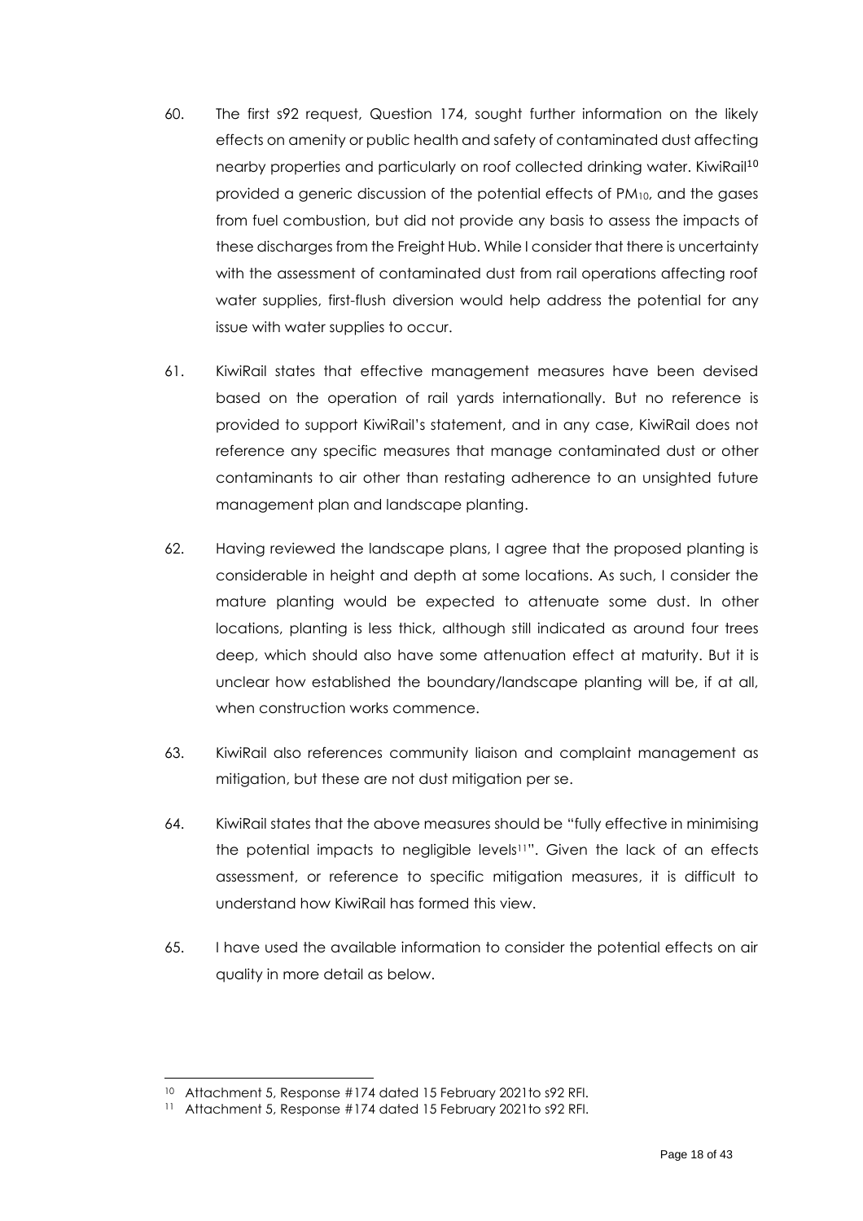60. The first s92 request, Question 174, sought further information on the likely effects on amenity or public health and safety of contaminated dust affecting nearby properties and particularly on roof collected drinking water. KiwiRail[10] provided a generic discussion of the potential effects of $PM_{10}$, and the gases from fuel combustion, but did not provide any basis to assess the impacts of these discharges from the Freight Hub. While I consider that there is uncertainty with the assessment of contaminated dust from rail operations affecting roof water supplies, first-flush diversion would help address the potential for any issue with water supplies to occur.

61. KiwiRail states that effective management measures have been devised based on the operation of rail yards internationally. But no reference is provided to support KiwiRail's statement, and in any case, KiwiRail does not reference any specific measures that manage contaminated dust or other contaminants to air other than restating adherence to an unsighted future management plan and landscape planting.

62. Having reviewed the landscape plans, I agree that the proposed planting is considerable in height and depth at some locations. As such, I consider the mature planting would be expected to attenuate some dust. In other locations, planting is less thick, although still indicated as around four trees deep, which should also have some attenuation effect at maturity. But it is unclear how established the boundary/landscape planting will be, if at all, when construction works commence.

63. KiwiRail also references community liaison and complaint management as mitigation, but these are not dust mitigation per se.

64. KiwiRail states that the above measures should be "fully effective in minimising the potential impacts to negligible levels[11]". Given the lack of an effects assessment, or reference to specific mitigation measures, it is difficult to understand how KiwiRail has formed this view.

65. I have used the available information to consider the potential effects on air quality in more detail as below.

---

[10] Attachment 5, Response #174 dated 15 February 2021to s92 RFI.

[11] Attachment 5, Response #174 dated 15 February 2021to s92 RFI.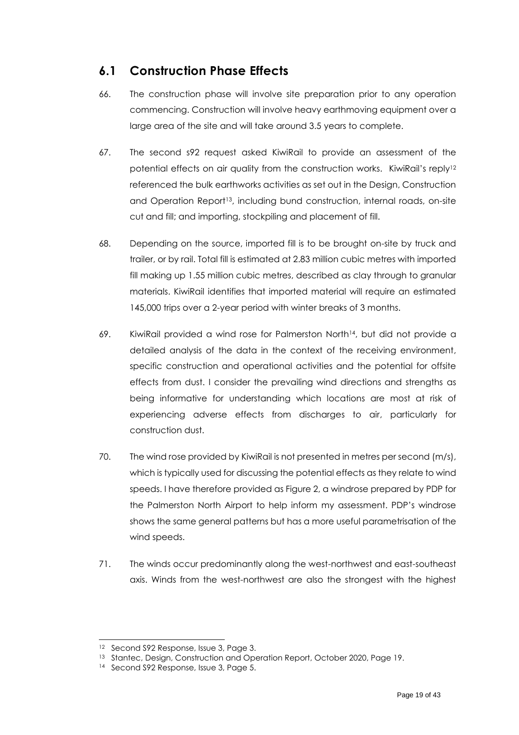## 6.1 Construction Phase Effects

66. The construction phase will involve site preparation prior to any operation commencing. Construction will involve heavy earthmoving equipment over a large area of the site and will take around 3.5 years to complete.

67. The second s92 request asked KiwiRail to provide an assessment of the potential effects on air quality from the construction works. KiwiRail's reply[12] referenced the bulk earthworks activities as set out in the Design, Construction and Operation Report[13], including bund construction, internal roads, on-site cut and fill; and importing, stockpiling and placement of fill.

68. Depending on the source, imported fill is to be brought on-site by truck and trailer, or by rail. Total fill is estimated at 2.83 million cubic metres with imported fill making up 1.55 million cubic metres, described as clay through to granular materials. KiwiRail identifies that imported material will require an estimated 145,000 trips over a 2-year period with winter breaks of 3 months.

69. KiwiRail provided a wind rose for Palmerston North[14], but did not provide a detailed analysis of the data in the context of the receiving environment, specific construction and operational activities and the potential for offsite effects from dust. I consider the prevailing wind directions and strengths as being informative for understanding which locations are most at risk of experiencing adverse effects from discharges to air, particularly for construction dust.

70. The wind rose provided by KiwiRail is not presented in metres per second (m/s), which is typically used for discussing the potential effects as they relate to wind speeds. I have therefore provided as Figure 2, a windrose prepared by PDP for the Palmerston North Airport to help inform my assessment. PDP's windrose shows the same general patterns but has a more useful parametrisation of the wind speeds.

71. The winds occur predominantly along the west-northwest and east-southeast axis. Winds from the west-northwest are also the strongest with the highest

---

[12] Second S92 Response, Issue 3, Page 3.

[13] Stantec, Design, Construction and Operation Report, October 2020, Page 19.

[14] Second S92 Response, Issue 3, Page 5.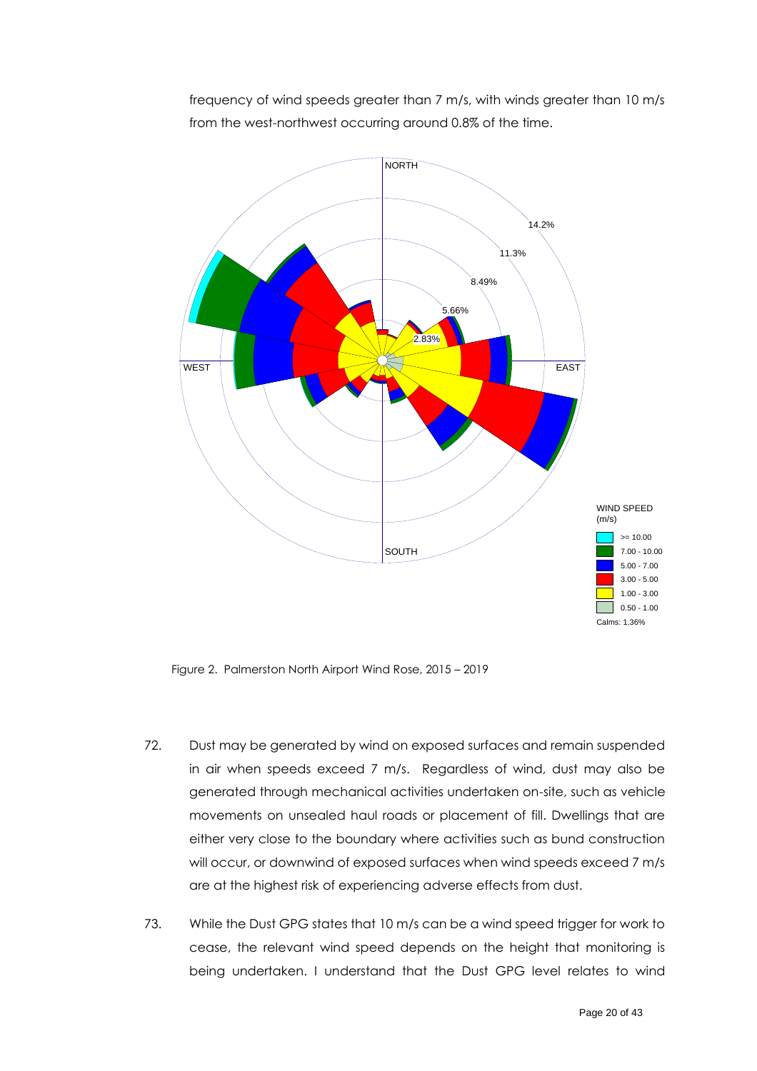frequency of wind speeds greater than 7 m/s, with winds greater than 10 m/s from the west-northwest occurring around 0.8% of the time.

Figure 2. Palmerston North Airport Wind Rose, 2015 – 2019

72. Dust may be generated by wind on exposed surfaces and remain suspended in air when speeds exceed 7 m/s. Regardless of wind, dust may also be generated through mechanical activities undertaken on-site, such as vehicle movements on unsealed haul roads or placement of fill. Dwellings that are either very close to the boundary where activities such as bund construction will occur, or downwind of exposed surfaces when wind speeds exceed 7 m/s are at the highest risk of experiencing adverse effects from dust.

73. While the Dust GPG states that 10 m/s can be a wind speed trigger for work to cease, the relevant wind speed depends on the height that monitoring is being undertaken. I understand that the Dust GPG level relates to wind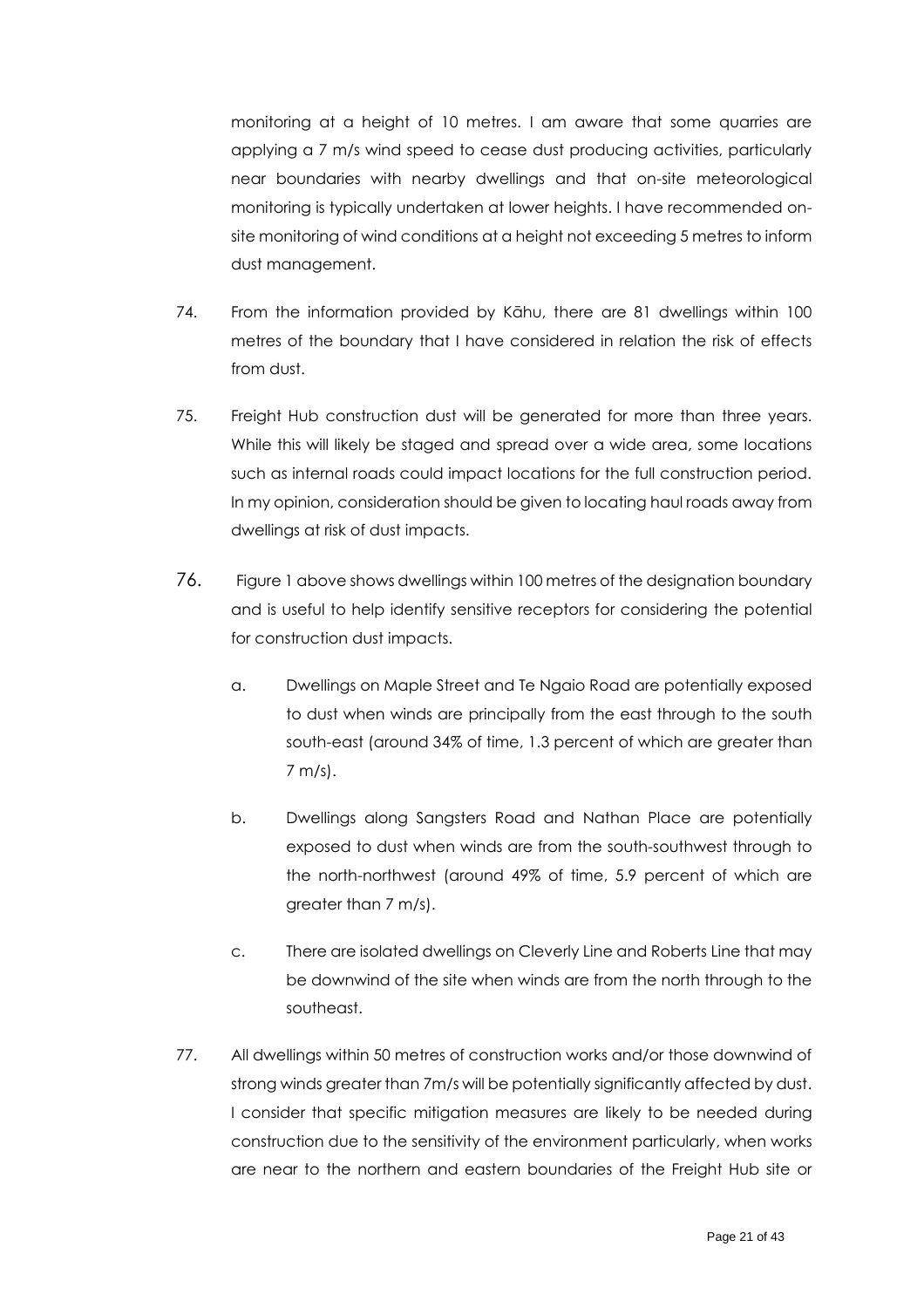monitoring at a height of 10 metres. I am aware that some quarries are applying a 7 m/s wind speed to cease dust producing activities, particularly near boundaries with nearby dwellings and that on-site meteorological monitoring is typically undertaken at lower heights. I have recommended on-site monitoring of wind conditions at a height not exceeding 5 metres to inform dust management.

74. From the information provided by Kāhu, there are 81 dwellings within 100 metres of the boundary that I have considered in relation the risk of effects from dust.

75. Freight Hub construction dust will be generated for more than three years. While this will likely be staged and spread over a wide area, some locations such as internal roads could impact locations for the full construction period. In my opinion, consideration should be given to locating haul roads away from dwellings at risk of dust impacts.

76. Figure 1 above shows dwellings within 100 metres of the designation boundary and is useful to help identify sensitive receptors for considering the potential for construction dust impacts.

   a. Dwellings on Maple Street and Te Ngaio Road are potentially exposed to dust when winds are principally from the east through to the south south-east (around 34% of time, 1.3 percent of which are greater than 7 m/s).

   b. Dwellings along Sangsters Road and Nathan Place are potentially exposed to dust when winds are from the south-southwest through to the north-northwest (around 49% of time, 5.9 percent of which are greater than 7 m/s).

   c. There are isolated dwellings on Cleverly Line and Roberts Line that may be downwind of the site when winds are from the north through to the southeast.

77. All dwellings within 50 metres of construction works and/or those downwind of strong winds greater than 7m/s will be potentially significantly affected by dust. I consider that specific mitigation measures are likely to be needed during construction due to the sensitivity of the environment particularly, when works are near to the northern and eastern boundaries of the Freight Hub site or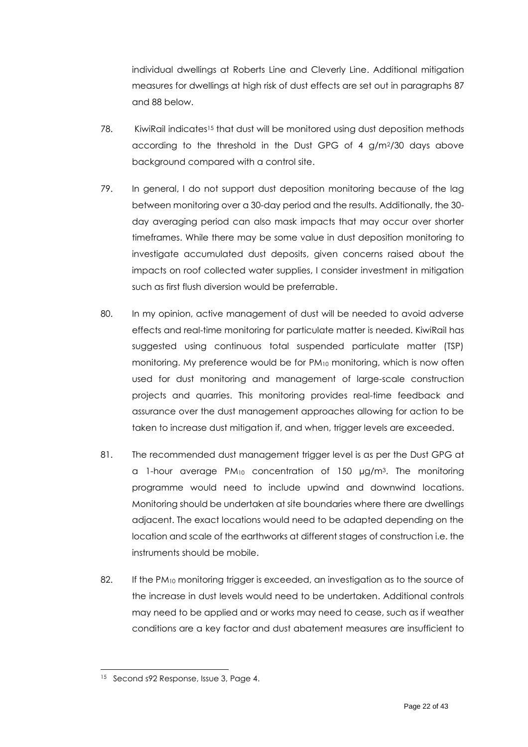individual dwellings at Roberts Line and Cleverly Line. Additional mitigation measures for dwellings at high risk of dust effects are set out in paragraphs 87 and 88 below.

78. KiwiRail indicates[15] that dust will be monitored using dust deposition methods according to the threshold in the Dust GPG of 4 $g/m^2/30$ days above background compared with a control site.

79. In general, I do not support dust deposition monitoring because of the lag between monitoring over a 30-day period and the results. Additionally, the 30-day averaging period can also mask impacts that may occur over shorter timeframes. While there may be some value in dust deposition monitoring to investigate accumulated dust deposits, given concerns raised about the impacts on roof collected water supplies, I consider investment in mitigation such as first flush diversion would be preferrable.

80. In my opinion, active management of dust will be needed to avoid adverse effects and real-time monitoring for particulate matter is needed. KiwiRail has suggested using continuous total suspended particulate matter (TSP) monitoring. My preference would be for $PM_{10}$ monitoring, which is now often used for dust monitoring and management of large-scale construction projects and quarries. This monitoring provides real-time feedback and assurance over the dust management approaches allowing for action to be taken to increase dust mitigation if, and when, trigger levels are exceeded.

81. The recommended dust management trigger level is as per the Dust GPG at a 1-hour average $PM_{10}$ concentration of 150 $\mu g/m^3$. The monitoring programme would need to include upwind and downwind locations. Monitoring should be undertaken at site boundaries where there are dwellings adjacent. The exact locations would need to be adapted depending on the location and scale of the earthworks at different stages of construction i.e. the instruments should be mobile.

82. If the $PM_{10}$ monitoring trigger is exceeded, an investigation as to the source of the increase in dust levels would need to be undertaken. Additional controls may need to be applied and or works may need to cease, such as if weather conditions are a key factor and dust abatement measures are insufficient to

---

[15] Second s92 Response, Issue 3, Page 4.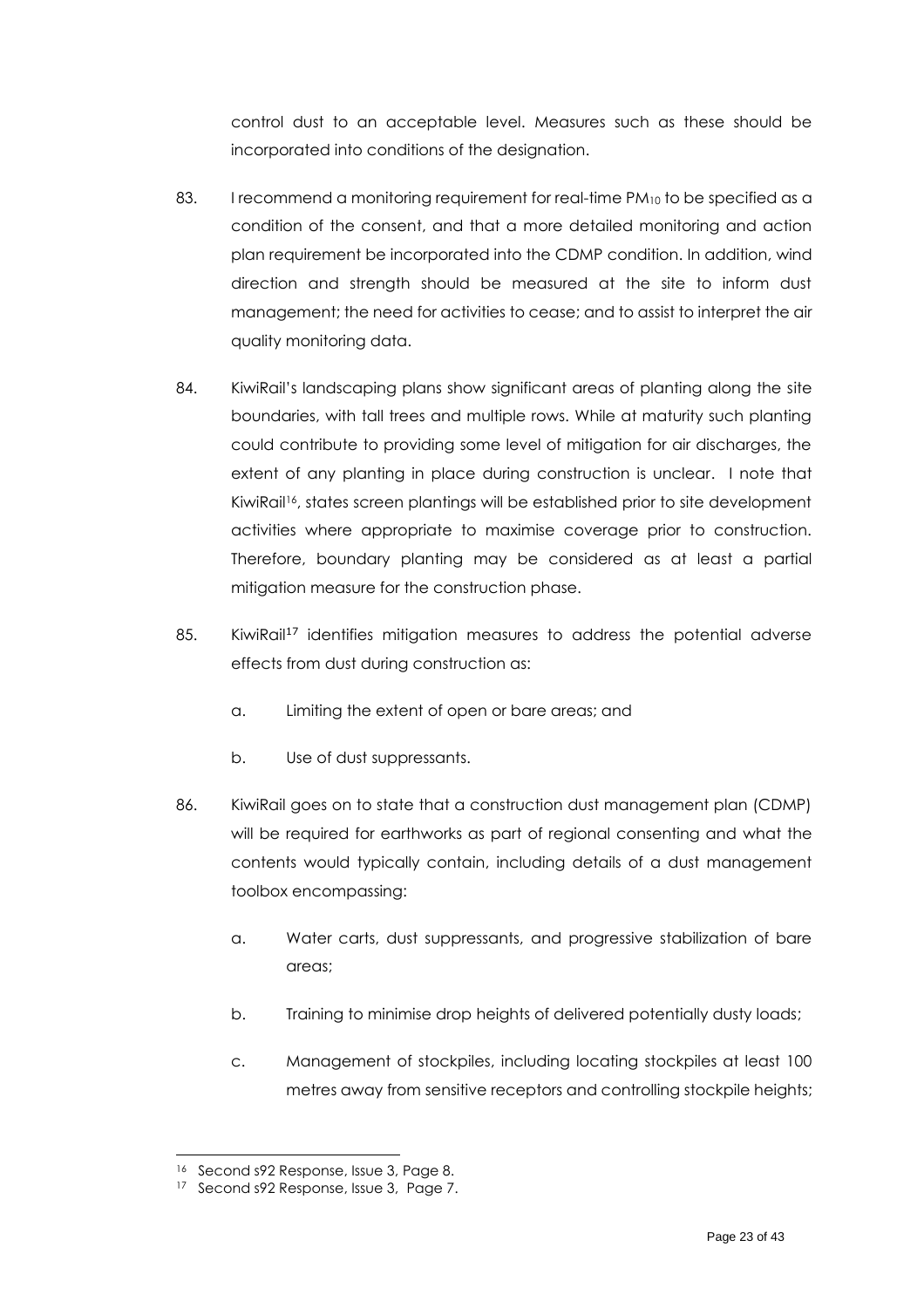control dust to an acceptable level. Measures such as these should be incorporated into conditions of the designation.

83. I recommend a monitoring requirement for real-time $PM_{10}$ to be specified as a condition of the consent, and that a more detailed monitoring and action plan requirement be incorporated into the CDMP condition. In addition, wind direction and strength should be measured at the site to inform dust management; the need for activities to cease; and to assist to interpret the air quality monitoring data.

84. KiwiRail's landscaping plans show significant areas of planting along the site boundaries, with tall trees and multiple rows. While at maturity such planting could contribute to providing some level of mitigation for air discharges, the extent of any planting in place during construction is unclear. I note that KiwiRail[16], states screen plantings will be established prior to site development activities where appropriate to maximise coverage prior to construction. Therefore, boundary planting may be considered as at least a partial mitigation measure for the construction phase.

85. KiwiRail[17] identifies mitigation measures to address the potential adverse effects from dust during construction as:

    a. Limiting the extent of open or bare areas; and

    b. Use of dust suppressants.

86. KiwiRail goes on to state that a construction dust management plan (CDMP) will be required for earthworks as part of regional consenting and what the contents would typically contain, including details of a dust management toolbox encompassing:

    a. Water carts, dust suppressants, and progressive stabilization of bare areas;

    b. Training to minimise drop heights of delivered potentially dusty loads;

    c. Management of stockpiles, including locating stockpiles at least 100 metres away from sensitive receptors and controlling stockpile heights;

---

[16] Second s92 Response, Issue 3, Page 8.

[17] Second s92 Response, Issue 3, Page 7.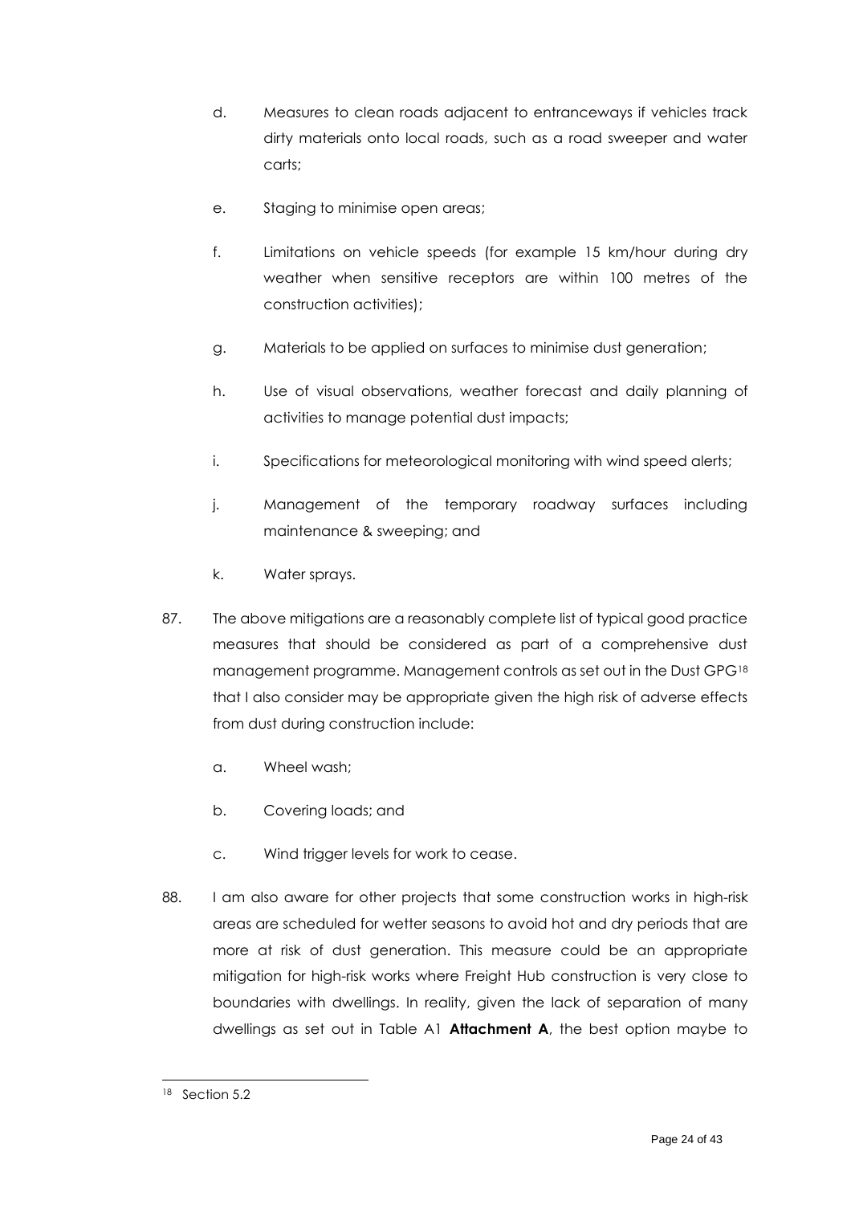d. Measures to clean roads adjacent to entranceways if vehicles track dirty materials onto local roads, such as a road sweeper and water carts;

e. Staging to minimise open areas;

f. Limitations on vehicle speeds (for example 15 km/hour during dry weather when sensitive receptors are within 100 metres of the construction activities);

g. Materials to be applied on surfaces to minimise dust generation;

h. Use of visual observations, weather forecast and daily planning of activities to manage potential dust impacts;

i. Specifications for meteorological monitoring with wind speed alerts;

j. Management of the temporary roadway surfaces including maintenance & sweeping; and

k. Water sprays.

87. The above mitigations are a reasonably complete list of typical good practice measures that should be considered as part of a comprehensive dust management programme. Management controls as set out in the Dust GPG[18] that I also consider may be appropriate given the high risk of adverse effects from dust during construction include:

   a. Wheel wash;

   b. Covering loads; and

   c. Wind trigger levels for work to cease.

88. I am also aware for other projects that some construction works in high-risk areas are scheduled for wetter seasons to avoid hot and dry periods that are more at risk of dust generation. This measure could be an appropriate mitigation for high-risk works where Freight Hub construction is very close to boundaries with dwellings. In reality, given the lack of separation of many dwellings as set out in Table A1 **Attachment A**, the best option maybe to

---

[18] Section 5.2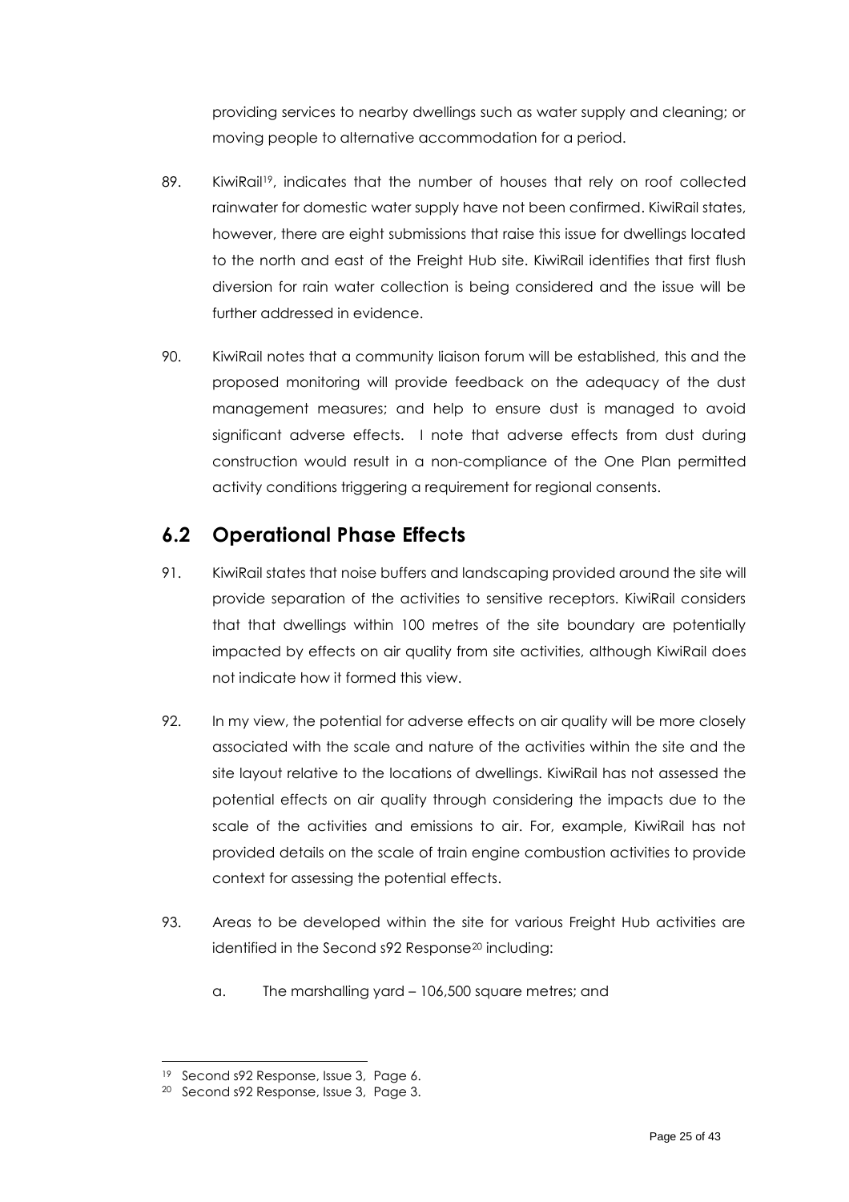providing services to nearby dwellings such as water supply and cleaning; or moving people to alternative accommodation for a period.

89. KiwiRail[19], indicates that the number of houses that rely on roof collected rainwater for domestic water supply have not been confirmed. KiwiRail states, however, there are eight submissions that raise this issue for dwellings located to the north and east of the Freight Hub site. KiwiRail identifies that first flush diversion for rain water collection is being considered and the issue will be further addressed in evidence.

90. KiwiRail notes that a community liaison forum will be established, this and the proposed monitoring will provide feedback on the adequacy of the dust management measures; and help to ensure dust is managed to avoid significant adverse effects. I note that adverse effects from dust during construction would result in a non-compliance of the One Plan permitted activity conditions triggering a requirement for regional consents.

## 6.2 Operational Phase Effects

91. KiwiRail states that noise buffers and landscaping provided around the site will provide separation of the activities to sensitive receptors. KiwiRail considers that that dwellings within 100 metres of the site boundary are potentially impacted by effects on air quality from site activities, although KiwiRail does not indicate how it formed this view.

92. In my view, the potential for adverse effects on air quality will be more closely associated with the scale and nature of the activities within the site and the site layout relative to the locations of dwellings. KiwiRail has not assessed the potential effects on air quality through considering the impacts due to the scale of the activities and emissions to air. For, example, KiwiRail has not provided details on the scale of train engine combustion activities to provide context for assessing the potential effects.

93. Areas to be developed within the site for various Freight Hub activities are identified in the Second s92 Response[20] including:

    a. The marshalling yard – 106,500 square metres; and

---

[19] Second s92 Response, Issue 3, Page 6.

[20] Second s92 Response, Issue 3, Page 3.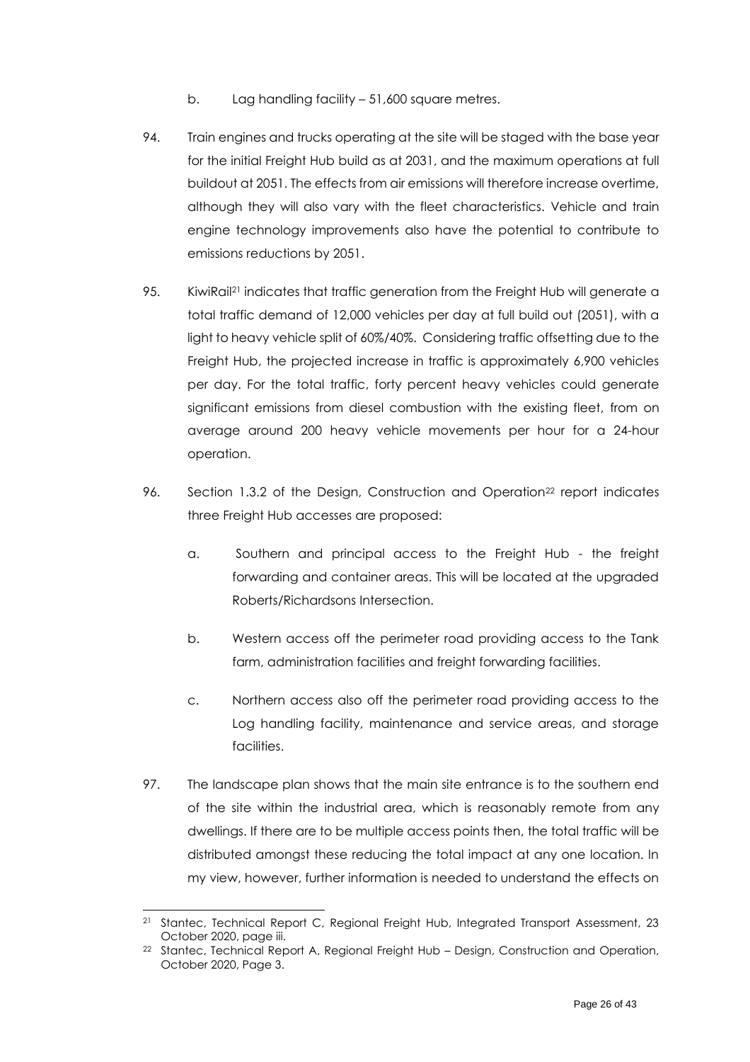b. Lag handling facility – 51,600 square metres.

94. Train engines and trucks operating at the site will be staged with the base year for the initial Freight Hub build as at 2031, and the maximum operations at full buildout at 2051. The effects from air emissions will therefore increase overtime, although they will also vary with the fleet characteristics. Vehicle and train engine technology improvements also have the potential to contribute to emissions reductions by 2051.

95. KiwiRail[21] indicates that traffic generation from the Freight Hub will generate a total traffic demand of 12,000 vehicles per day at full build out (2051), with a light to heavy vehicle split of 60%/40%. Considering traffic offsetting due to the Freight Hub, the projected increase in traffic is approximately 6,900 vehicles per day. For the total traffic, forty percent heavy vehicles could generate significant emissions from diesel combustion with the existing fleet, from on average around 200 heavy vehicle movements per hour for a 24-hour operation.

96. Section 1.3.2 of the Design, Construction and Operation[22] report indicates three Freight Hub accesses are proposed:

    a. Southern and principal access to the Freight Hub - the freight forwarding and container areas. This will be located at the upgraded Roberts/Richardsons Intersection.

    b. Western access off the perimeter road providing access to the Tank farm, administration facilities and freight forwarding facilities.

    c. Northern access also off the perimeter road providing access to the Log handling facility, maintenance and service areas, and storage facilities.

97. The landscape plan shows that the main site entrance is to the southern end of the site within the industrial area, which is reasonably remote from any dwellings. If there are to be multiple access points then, the total traffic will be distributed amongst these reducing the total impact at any one location. In my view, however, further information is needed to understand the effects on

---

[21] Stantec, Technical Report C, Regional Freight Hub, Integrated Transport Assessment, 23 October 2020, page iii.

[22] Stantec, Technical Report A, Regional Freight Hub – Design, Construction and Operation, October 2020, Page 3.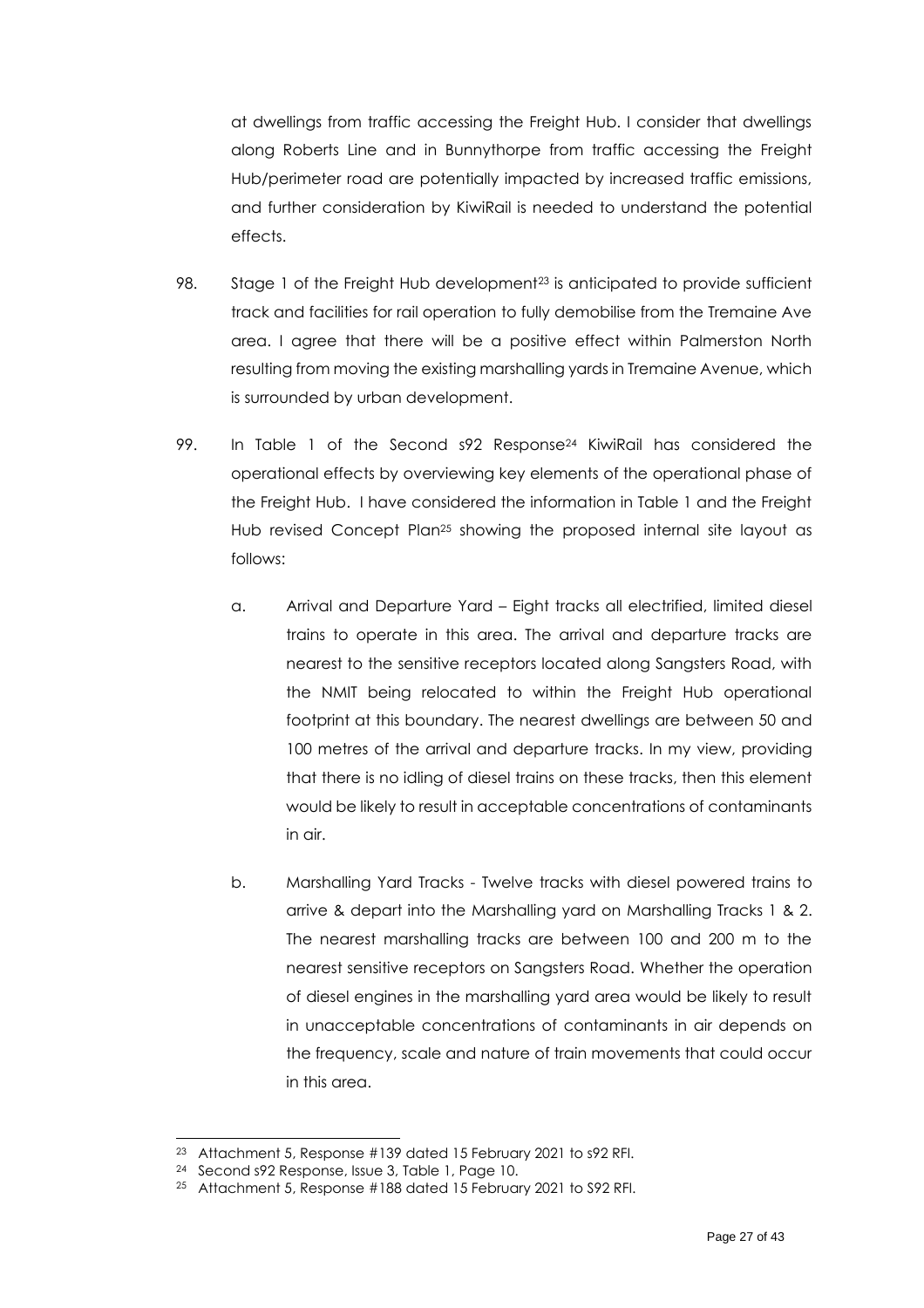at dwellings from traffic accessing the Freight Hub. I consider that dwellings along Roberts Line and in Bunnythorpe from traffic accessing the Freight Hub/perimeter road are potentially impacted by increased traffic emissions, and further consideration by KiwiRail is needed to understand the potential effects.

98. Stage 1 of the Freight Hub development[23] is anticipated to provide sufficient track and facilities for rail operation to fully demobilise from the Tremaine Ave area. I agree that there will be a positive effect within Palmerston North resulting from moving the existing marshalling yards in Tremaine Avenue, which is surrounded by urban development.

99. In Table 1 of the Second s92 Response[24] KiwiRail has considered the operational effects by overviewing key elements of the operational phase of the Freight Hub. I have considered the information in Table 1 and the Freight Hub revised Concept Plan[25] showing the proposed internal site layout as follows:

    a. Arrival and Departure Yard – Eight tracks all electrified, limited diesel trains to operate in this area. The arrival and departure tracks are nearest to the sensitive receptors located along Sangsters Road, with the NMIT being relocated to within the Freight Hub operational footprint at this boundary. The nearest dwellings are between 50 and 100 metres of the arrival and departure tracks. In my view, providing that there is no idling of diesel trains on these tracks, then this element would be likely to result in acceptable concentrations of contaminants in air.

    b. Marshalling Yard Tracks - Twelve tracks with diesel powered trains to arrive & depart into the Marshalling yard on Marshalling Tracks 1 & 2. The nearest marshalling tracks are between 100 and 200 m to the nearest sensitive receptors on Sangsters Road. Whether the operation of diesel engines in the marshalling yard area would be likely to result in unacceptable concentrations of contaminants in air depends on the frequency, scale and nature of train movements that could occur in this area.

---

[23] Attachment 5, Response #139 dated 15 February 2021 to s92 RFI.

[24] Second s92 Response, Issue 3, Table 1, Page 10.

[25] Attachment 5, Response #188 dated 15 February 2021 to S92 RFI.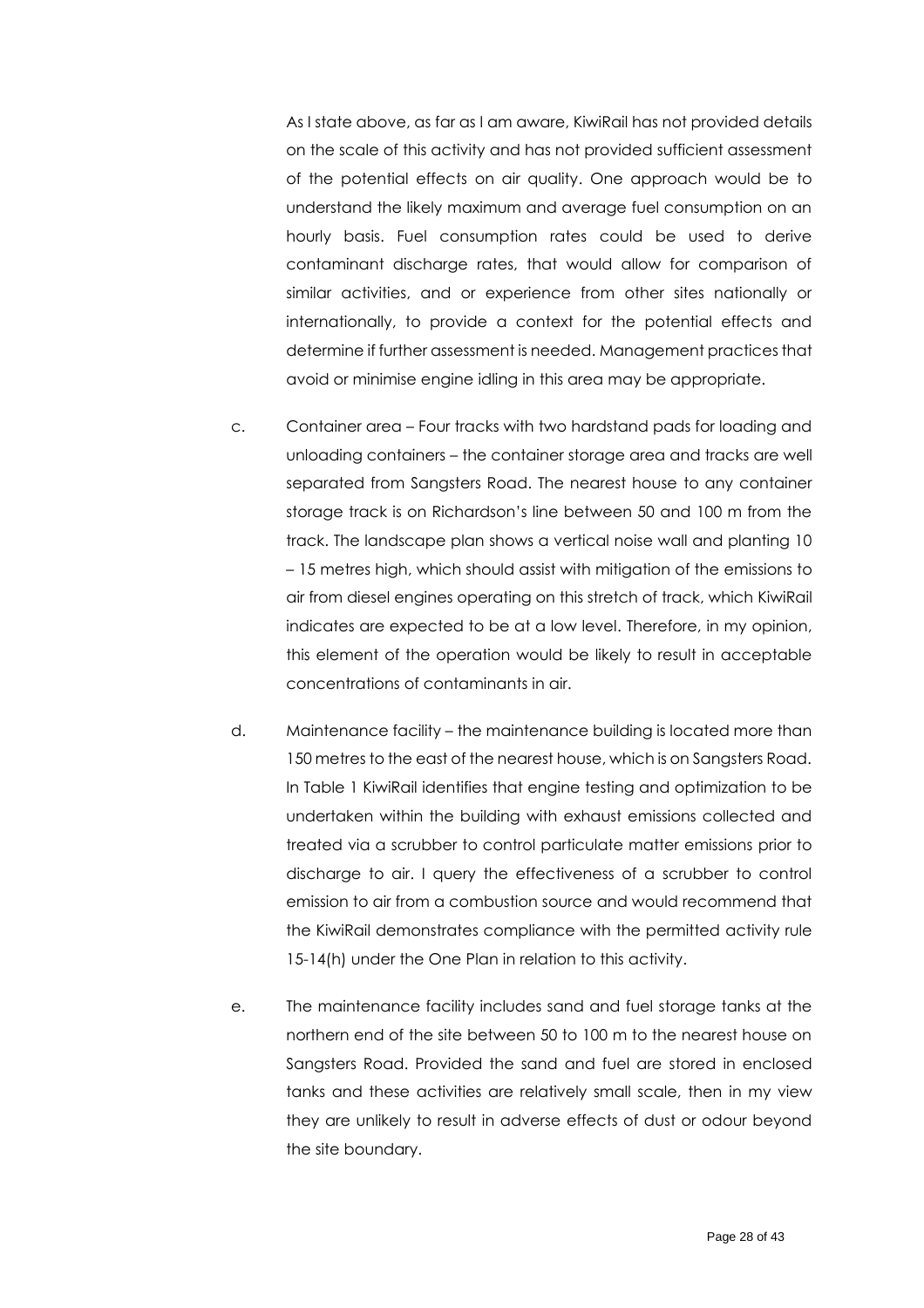As I state above, as far as I am aware, KiwiRail has not provided details on the scale of this activity and has not provided sufficient assessment of the potential effects on air quality. One approach would be to understand the likely maximum and average fuel consumption on an hourly basis. Fuel consumption rates could be used to derive contaminant discharge rates, that would allow for comparison of similar activities, and or experience from other sites nationally or internationally, to provide a context for the potential effects and determine if further assessment is needed. Management practices that avoid or minimise engine idling in this area may be appropriate.

c. Container area – Four tracks with two hardstand pads for loading and unloading containers – the container storage area and tracks are well separated from Sangsters Road. The nearest house to any container storage track is on Richardson's line between 50 and 100 m from the track. The landscape plan shows a vertical noise wall and planting 10 – 15 metres high, which should assist with mitigation of the emissions to air from diesel engines operating on this stretch of track, which KiwiRail indicates are expected to be at a low level. Therefore, in my opinion, this element of the operation would be likely to result in acceptable concentrations of contaminants in air.

d. Maintenance facility – the maintenance building is located more than 150 metres to the east of the nearest house, which is on Sangsters Road. In Table 1 KiwiRail identifies that engine testing and optimization to be undertaken within the building with exhaust emissions collected and treated via a scrubber to control particulate matter emissions prior to discharge to air. I query the effectiveness of a scrubber to control emission to air from a combustion source and would recommend that the KiwiRail demonstrates compliance with the permitted activity rule 15-14(h) under the One Plan in relation to this activity.

e. The maintenance facility includes sand and fuel storage tanks at the northern end of the site between 50 to 100 m to the nearest house on Sangsters Road. Provided the sand and fuel are stored in enclosed tanks and these activities are relatively small scale, then in my view they are unlikely to result in adverse effects of dust or odour beyond the site boundary.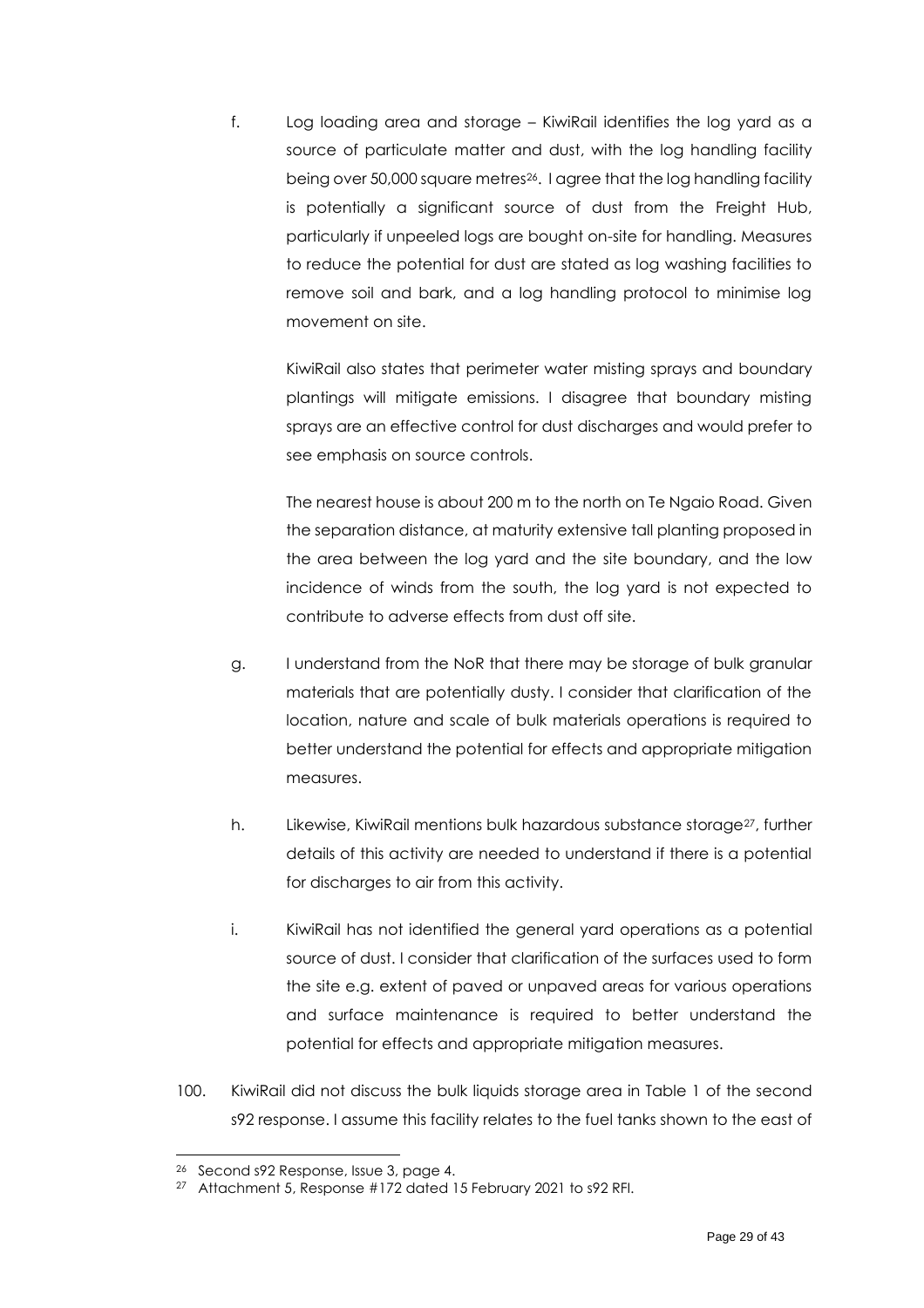f. Log loading area and storage – KiwiRail identifies the log yard as a source of particulate matter and dust, with the log handling facility being over 50,000 square metres[26]. I agree that the log handling facility is potentially a significant source of dust from the Freight Hub, particularly if unpeeled logs are bought on-site for handling. Measures to reduce the potential for dust are stated as log washing facilities to remove soil and bark, and a log handling protocol to minimise log movement on site.

   KiwiRail also states that perimeter water misting sprays and boundary plantings will mitigate emissions. I disagree that boundary misting sprays are an effective control for dust discharges and would prefer to see emphasis on source controls.

   The nearest house is about 200 m to the north on Te Ngaio Road. Given the separation distance, at maturity extensive tall planting proposed in the area between the log yard and the site boundary, and the low incidence of winds from the south, the log yard is not expected to contribute to adverse effects from dust off site.

g. I understand from the NoR that there may be storage of bulk granular materials that are potentially dusty. I consider that clarification of the location, nature and scale of bulk materials operations is required to better understand the potential for effects and appropriate mitigation measures.

h. Likewise, KiwiRail mentions bulk hazardous substance storage[27], further details of this activity are needed to understand if there is a potential for discharges to air from this activity.

i. KiwiRail has not identified the general yard operations as a potential source of dust. I consider that clarification of the surfaces used to form the site e.g. extent of paved or unpaved areas for various operations and surface maintenance is required to better understand the potential for effects and appropriate mitigation measures.

100. KiwiRail did not discuss the bulk liquids storage area in Table 1 of the second s92 response. I assume this facility relates to the fuel tanks shown to the east of

---

[26] Second s92 Response, Issue 3, page 4.

[27] Attachment 5, Response #172 dated 15 February 2021 to s92 RFI.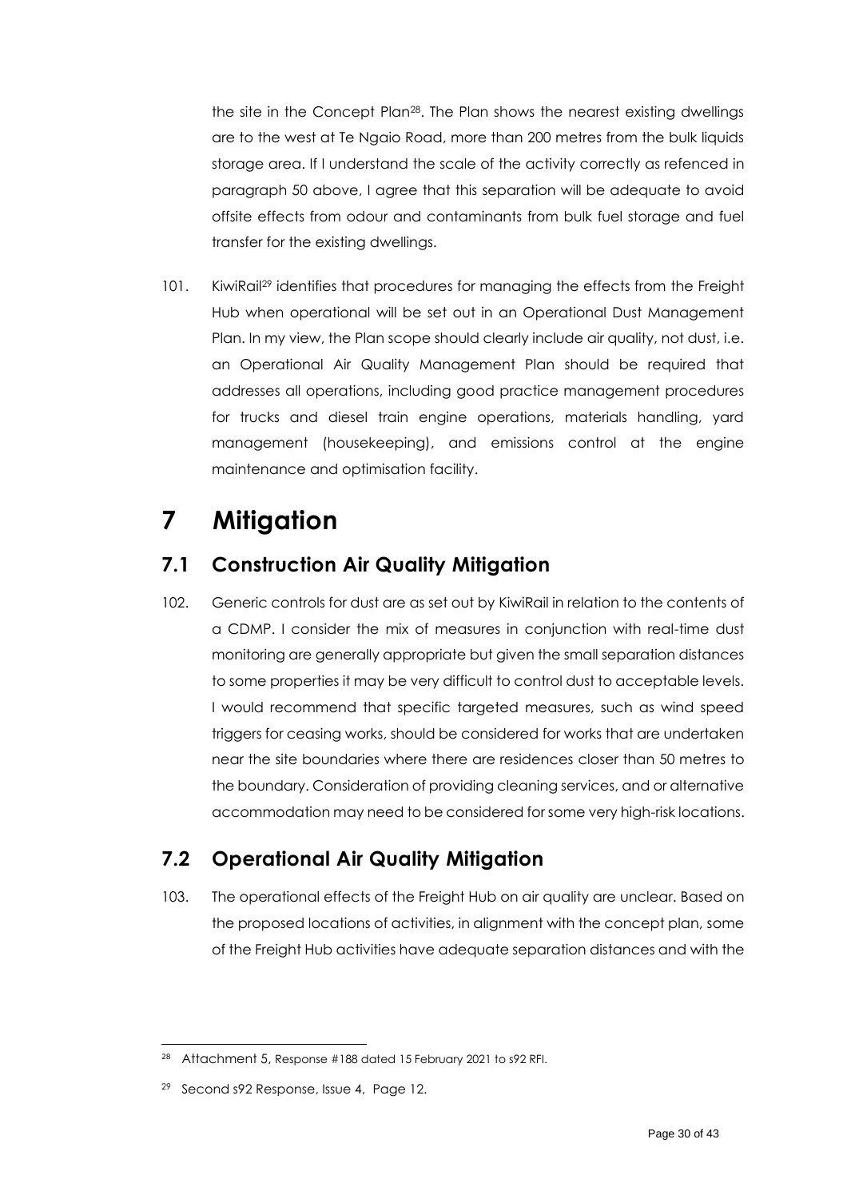the site in the Concept Plan[28]. The Plan shows the nearest existing dwellings are to the west at Te Ngaio Road, more than 200 metres from the bulk liquids storage area. If I understand the scale of the activity correctly as refenced in paragraph 50 above, I agree that this separation will be adequate to avoid offsite effects from odour and contaminants from bulk fuel storage and fuel transfer for the existing dwellings.

101. KiwiRail[29] identifies that procedures for managing the effects from the Freight Hub when operational will be set out in an Operational Dust Management Plan. In my view, the Plan scope should clearly include air quality, not dust, i.e. an Operational Air Quality Management Plan should be required that addresses all operations, including good practice management procedures for trucks and diesel train engine operations, materials handling, yard management (housekeeping), and emissions control at the engine maintenance and optimisation facility.

# 7 Mitigation

## 7.1 Construction Air Quality Mitigation

102. Generic controls for dust are as set out by KiwiRail in relation to the contents of a CDMP. I consider the mix of measures in conjunction with real-time dust monitoring are generally appropriate but given the small separation distances to some properties it may be very difficult to control dust to acceptable levels. I would recommend that specific targeted measures, such as wind speed triggers for ceasing works, should be considered for works that are undertaken near the site boundaries where there are residences closer than 50 metres to the boundary. Consideration of providing cleaning services, and or alternative accommodation may need to be considered for some very high-risk locations.

## 7.2 Operational Air Quality Mitigation

103. The operational effects of the Freight Hub on air quality are unclear. Based on the proposed locations of activities, in alignment with the concept plan, some of the Freight Hub activities have adequate separation distances and with the

---

[28] Attachment 5, Response #188 dated 15 February 2021 to s92 RFI.

[29] Second s92 Response, Issue 4, Page 12.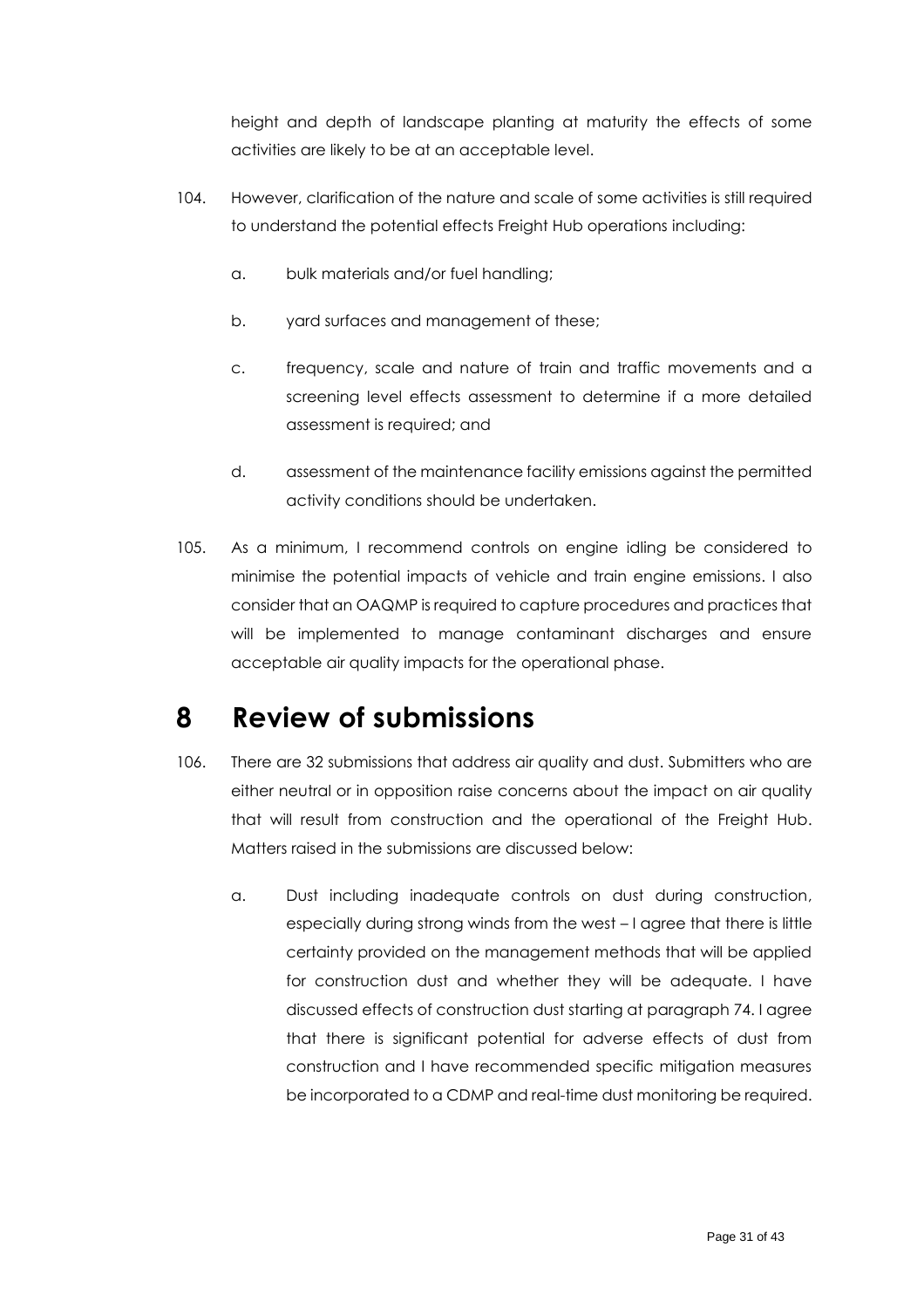height and depth of landscape planting at maturity the effects of some activities are likely to be at an acceptable level.

104. However, clarification of the nature and scale of some activities is still required to understand the potential effects Freight Hub operations including:

   a. bulk materials and/or fuel handling;

   b. yard surfaces and management of these;

   c. frequency, scale and nature of train and traffic movements and a screening level effects assessment to determine if a more detailed assessment is required; and

   d. assessment of the maintenance facility emissions against the permitted activity conditions should be undertaken.

105. As a minimum, I recommend controls on engine idling be considered to minimise the potential impacts of vehicle and train engine emissions. I also consider that an OAQMP is required to capture procedures and practices that will be implemented to manage contaminant discharges and ensure acceptable air quality impacts for the operational phase.

# 8 Review of submissions

106. There are 32 submissions that address air quality and dust. Submitters who are either neutral or in opposition raise concerns about the impact on air quality that will result from construction and the operational of the Freight Hub. Matters raised in the submissions are discussed below:

   a. Dust including inadequate controls on dust during construction, especially during strong winds from the west – I agree that there is little certainty provided on the management methods that will be applied for construction dust and whether they will be adequate. I have discussed effects of construction dust starting at paragraph 74. I agree that there is significant potential for adverse effects of dust from construction and I have recommended specific mitigation measures be incorporated to a CDMP and real-time dust monitoring be required.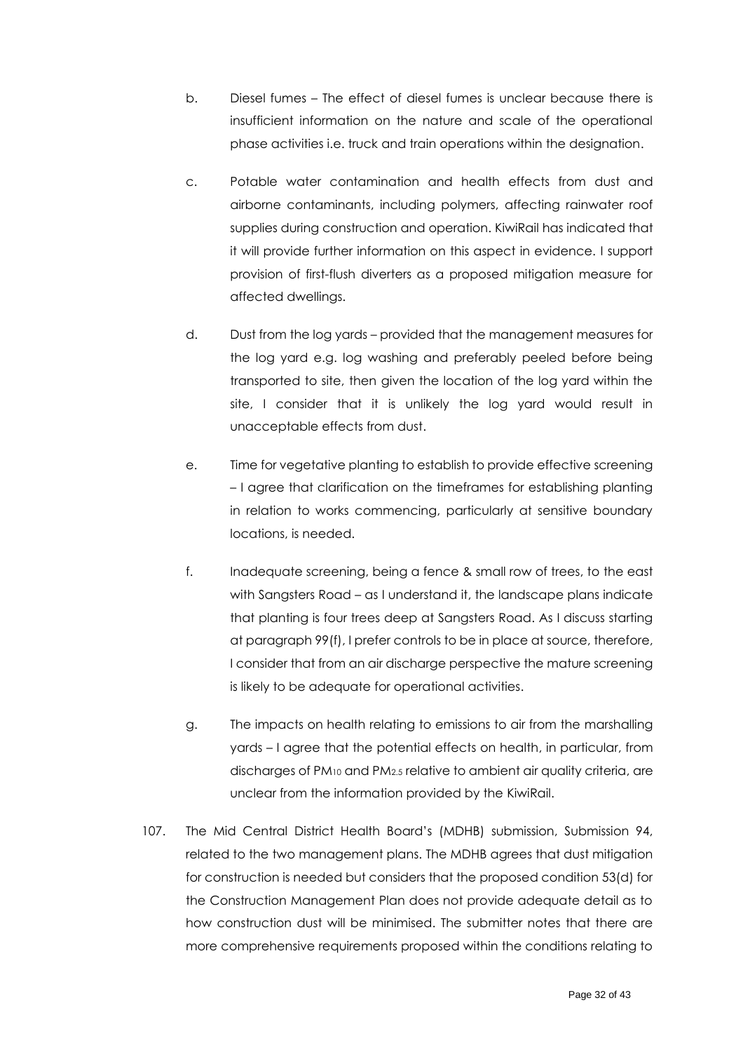b. Diesel fumes – The effect of diesel fumes is unclear because there is insufficient information on the nature and scale of the operational phase activities i.e. truck and train operations within the designation.

c. Potable water contamination and health effects from dust and airborne contaminants, including polymers, affecting rainwater roof supplies during construction and operation. KiwiRail has indicated that it will provide further information on this aspect in evidence. I support provision of first-flush diverters as a proposed mitigation measure for affected dwellings.

d. Dust from the log yards – provided that the management measures for the log yard e.g. log washing and preferably peeled before being transported to site, then given the location of the log yard within the site, I consider that it is unlikely the log yard would result in unacceptable effects from dust.

e. Time for vegetative planting to establish to provide effective screening – I agree that clarification on the timeframes for establishing planting in relation to works commencing, particularly at sensitive boundary locations, is needed.

f. Inadequate screening, being a fence & small row of trees, to the east with Sangsters Road – as I understand it, the landscape plans indicate that planting is four trees deep at Sangsters Road. As I discuss starting at paragraph 99(f), I prefer controls to be in place at source, therefore, I consider that from an air discharge perspective the mature screening is likely to be adequate for operational activities.

g. The impacts on health relating to emissions to air from the marshalling yards – I agree that the potential effects on health, in particular, from discharges of $PM_{10}$ and $PM_{2.5}$ relative to ambient air quality criteria, are unclear from the information provided by the KiwiRail.

107. The Mid Central District Health Board's (MDHB) submission, Submission 94, related to the two management plans. The MDHB agrees that dust mitigation for construction is needed but considers that the proposed condition 53(d) for the Construction Management Plan does not provide adequate detail as to how construction dust will be minimised. The submitter notes that there are more comprehensive requirements proposed within the conditions relating to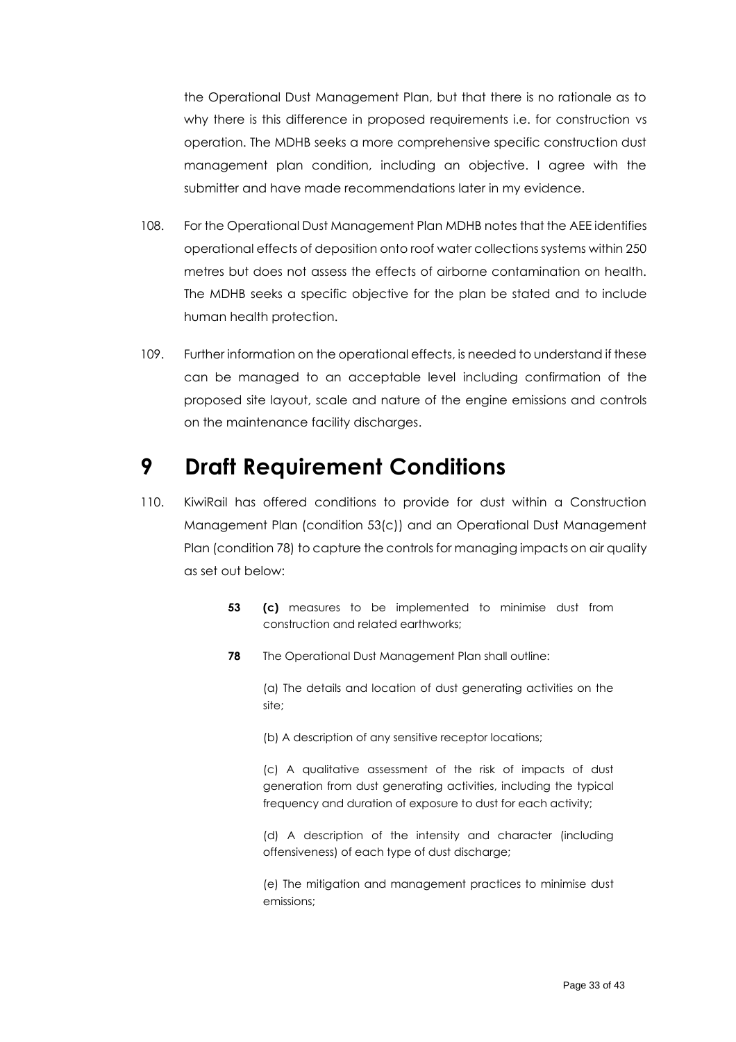the Operational Dust Management Plan, but that there is no rationale as to why there is this difference in proposed requirements i.e. for construction vs operation. The MDHB seeks a more comprehensive specific construction dust management plan condition, including an objective. I agree with the submitter and have made recommendations later in my evidence.

108. For the Operational Dust Management Plan MDHB notes that the AEE identifies operational effects of deposition onto roof water collections systems within 250 metres but does not assess the effects of airborne contamination on health. The MDHB seeks a specific objective for the plan be stated and to include human health protection.

109. Further information on the operational effects, is needed to understand if these can be managed to an acceptable level including confirmation of the proposed site layout, scale and nature of the engine emissions and controls on the maintenance facility discharges.

# 9 Draft Requirement Conditions

110. KiwiRail has offered conditions to provide for dust within a Construction Management Plan (condition 53(c)) and an Operational Dust Management Plan (condition 78) to capture the controls for managing impacts on air quality as set out below:

> **53** **(c)** measures to be implemented to minimise dust from construction and related earthworks;
>
> **78** The Operational Dust Management Plan shall outline:
>
> (a) The details and location of dust generating activities on the site;
>
> (b) A description of any sensitive receptor locations;
>
> (c) A qualitative assessment of the risk of impacts of dust generation from dust generating activities, including the typical frequency and duration of exposure to dust for each activity;
>
> (d) A description of the intensity and character (including offensiveness) of each type of dust discharge;
>
> (e) The mitigation and management practices to minimise dust emissions;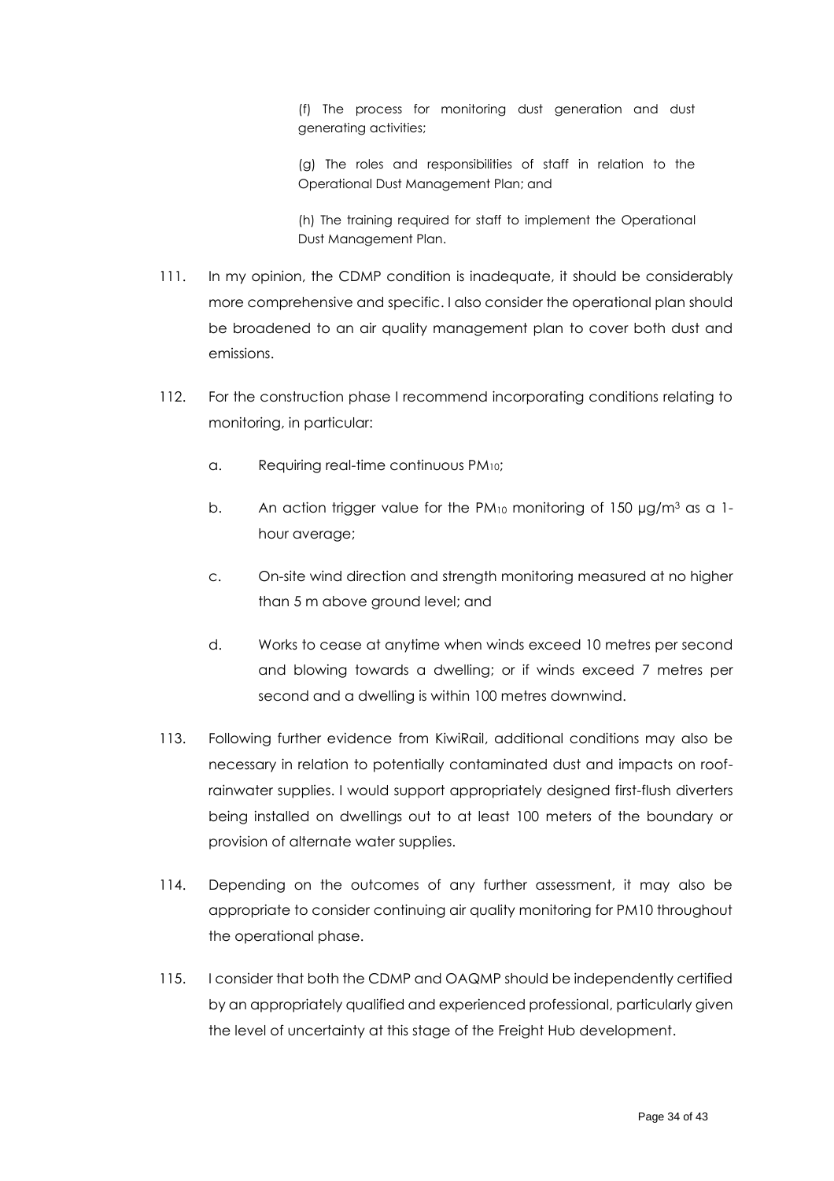> (f) The process for monitoring dust generation and dust generating activities;
>
> (g) The roles and responsibilities of staff in relation to the Operational Dust Management Plan; and
>
> (h) The training required for staff to implement the Operational Dust Management Plan.

111. In my opinion, the CDMP condition is inadequate, it should be considerably more comprehensive and specific. I also consider the operational plan should be broadened to an air quality management plan to cover both dust and emissions.

112. For the construction phase I recommend incorporating conditions relating to monitoring, in particular:

    a. Requiring real-time continuous $PM_{10}$;

    b. An action trigger value for the $PM_{10}$ monitoring of 150 µg/m$^3$ as a 1-hour average;

    c. On-site wind direction and strength monitoring measured at no higher than 5 m above ground level; and

    d. Works to cease at anytime when winds exceed 10 metres per second and blowing towards a dwelling; or if winds exceed 7 metres per second and a dwelling is within 100 metres downwind.

113. Following further evidence from KiwiRail, additional conditions may also be necessary in relation to potentially contaminated dust and impacts on roof-rainwater supplies. I would support appropriately designed first-flush diverters being installed on dwellings out to at least 100 meters of the boundary or provision of alternate water supplies.

114. Depending on the outcomes of any further assessment, it may also be appropriate to consider continuing air quality monitoring for PM10 throughout the operational phase.

115. I consider that both the CDMP and OAQMP should be independently certified by an appropriately qualified and experienced professional, particularly given the level of uncertainty at this stage of the Freight Hub development.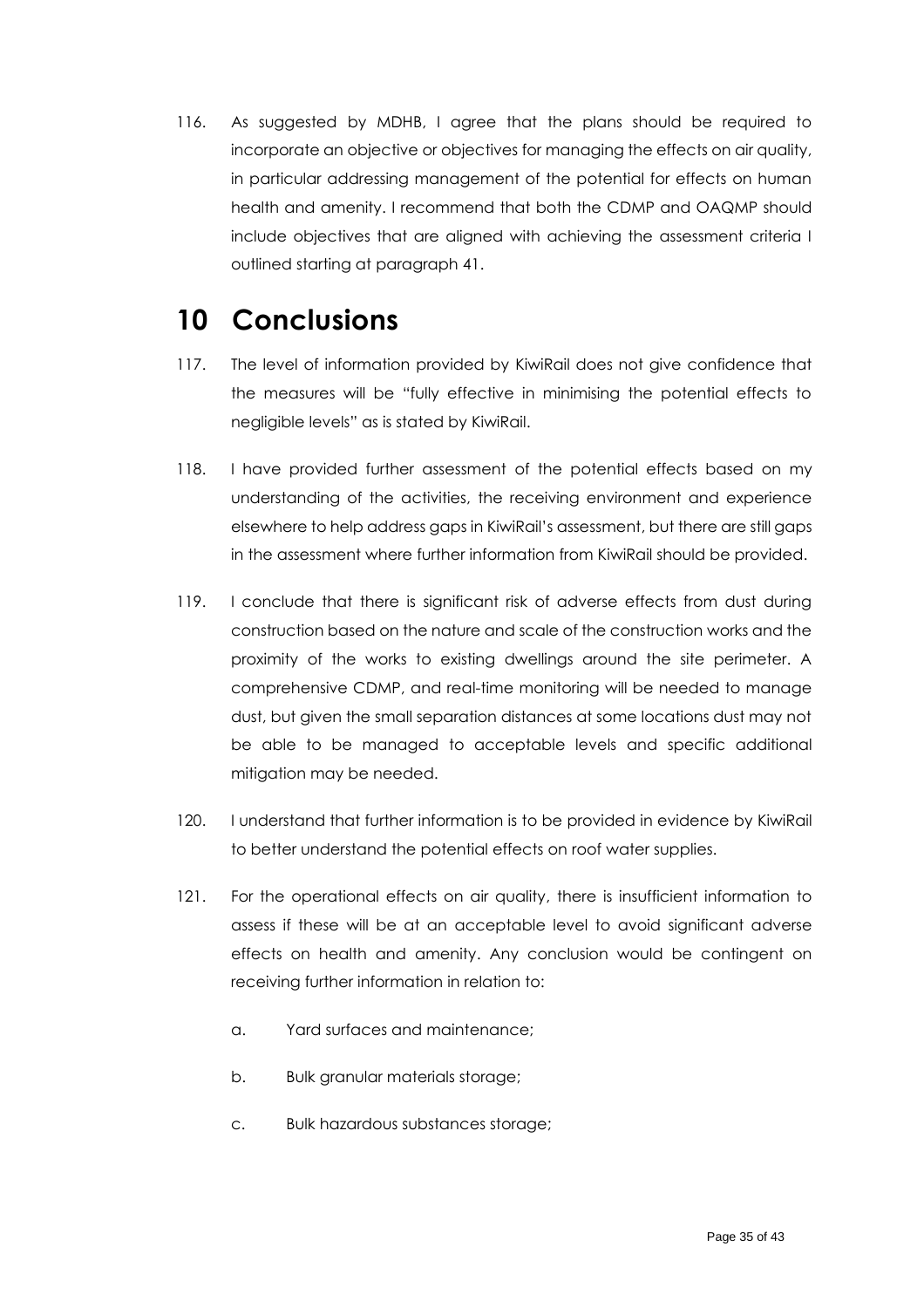116. As suggested by MDHB, I agree that the plans should be required to incorporate an objective or objectives for managing the effects on air quality, in particular addressing management of the potential for effects on human health and amenity. I recommend that both the CDMP and OAQMP should include objectives that are aligned with achieving the assessment criteria I outlined starting at paragraph 41.

# 10 Conclusions

117. The level of information provided by KiwiRail does not give confidence that the measures will be "fully effective in minimising the potential effects to negligible levels" as is stated by KiwiRail.

118. I have provided further assessment of the potential effects based on my understanding of the activities, the receiving environment and experience elsewhere to help address gaps in KiwiRail's assessment, but there are still gaps in the assessment where further information from KiwiRail should be provided.

119. I conclude that there is significant risk of adverse effects from dust during construction based on the nature and scale of the construction works and the proximity of the works to existing dwellings around the site perimeter. A comprehensive CDMP, and real-time monitoring will be needed to manage dust, but given the small separation distances at some locations dust may not be able to be managed to acceptable levels and specific additional mitigation may be needed.

120. I understand that further information is to be provided in evidence by KiwiRail to better understand the potential effects on roof water supplies.

121. For the operational effects on air quality, there is insufficient information to assess if these will be at an acceptable level to avoid significant adverse effects on health and amenity. Any conclusion would be contingent on receiving further information in relation to:

    a. Yard surfaces and maintenance;

    b. Bulk granular materials storage;

    c. Bulk hazardous substances storage;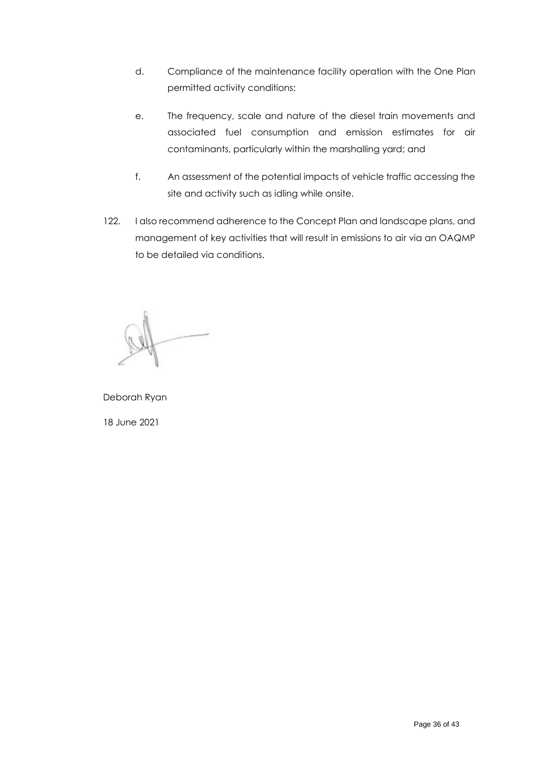d. Compliance of the maintenance facility operation with the One Plan permitted activity conditions;

e. The frequency, scale and nature of the diesel train movements and associated fuel consumption and emission estimates for air contaminants, particularly within the marshalling yard; and

f. An assessment of the potential impacts of vehicle traffic accessing the site and activity such as idling while onsite.

122. I also recommend adherence to the Concept Plan and landscape plans, and management of key activities that will result in emissions to air via an OAQMP to be detailed via conditions.

Deborah Ryan

18 June 2021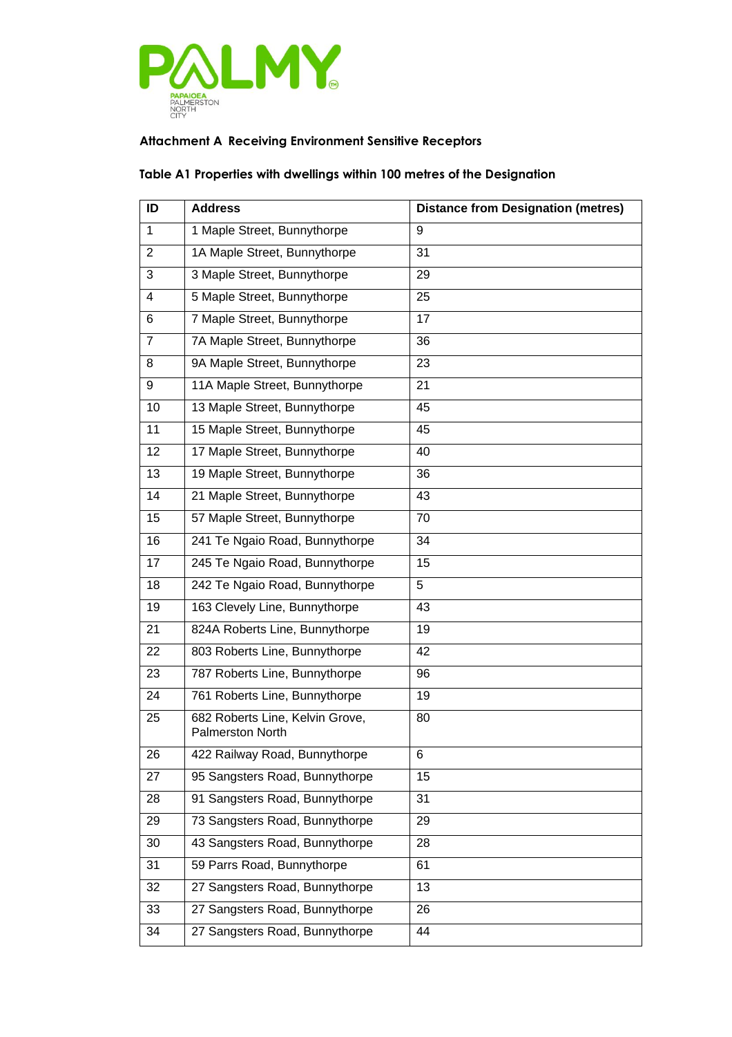**Attachment A Receiving Environment Sensitive Receptors**

**Table A1 Properties with dwellings within 100 metres of the Designation**

| ID | Address | Distance from Designation (metres) |
|---|---|---|
| 1 | 1 Maple Street, Bunnythorpe | 9 |
| 2 | 1A Maple Street, Bunnythorpe | 31 |
| 3 | 3 Maple Street, Bunnythorpe | 29 |
| 4 | 5 Maple Street, Bunnythorpe | 25 |
| 6 | 7 Maple Street, Bunnythorpe | 17 |
| 7 | 7A Maple Street, Bunnythorpe | 36 |
| 8 | 9A Maple Street, Bunnythorpe | 23 |
| 9 | 11A Maple Street, Bunnythorpe | 21 |
| 10 | 13 Maple Street, Bunnythorpe | 45 |
| 11 | 15 Maple Street, Bunnythorpe | 45 |
| 12 | 17 Maple Street, Bunnythorpe | 40 |
| 13 | 19 Maple Street, Bunnythorpe | 36 |
| 14 | 21 Maple Street, Bunnythorpe | 43 |
| 15 | 57 Maple Street, Bunnythorpe | 70 |
| 16 | 241 Te Ngaio Road, Bunnythorpe | 34 |
| 17 | 245 Te Ngaio Road, Bunnythorpe | 15 |
| 18 | 242 Te Ngaio Road, Bunnythorpe | 5 |
| 19 | 163 Clevely Line, Bunnythorpe | 43 |
| 21 | 824A Roberts Line, Bunnythorpe | 19 |
| 22 | 803 Roberts Line, Bunnythorpe | 42 |
| 23 | 787 Roberts Line, Bunnythorpe | 96 |
| 24 | 761 Roberts Line, Bunnythorpe | 19 |
| 25 | 682 Roberts Line, Kelvin Grove, Palmerston North | 80 |
| 26 | 422 Railway Road, Bunnythorpe | 6 |
| 27 | 95 Sangsters Road, Bunnythorpe | 15 |
| 28 | 91 Sangsters Road, Bunnythorpe | 31 |
| 29 | 73 Sangsters Road, Bunnythorpe | 29 |
| 30 | 43 Sangsters Road, Bunnythorpe | 28 |
| 31 | 59 Parrs Road, Bunnythorpe | 61 |
| 32 | 27 Sangsters Road, Bunnythorpe | 13 |
| 33 | 27 Sangsters Road, Bunnythorpe | 26 |
| 34 | 27 Sangsters Road, Bunnythorpe | 44 |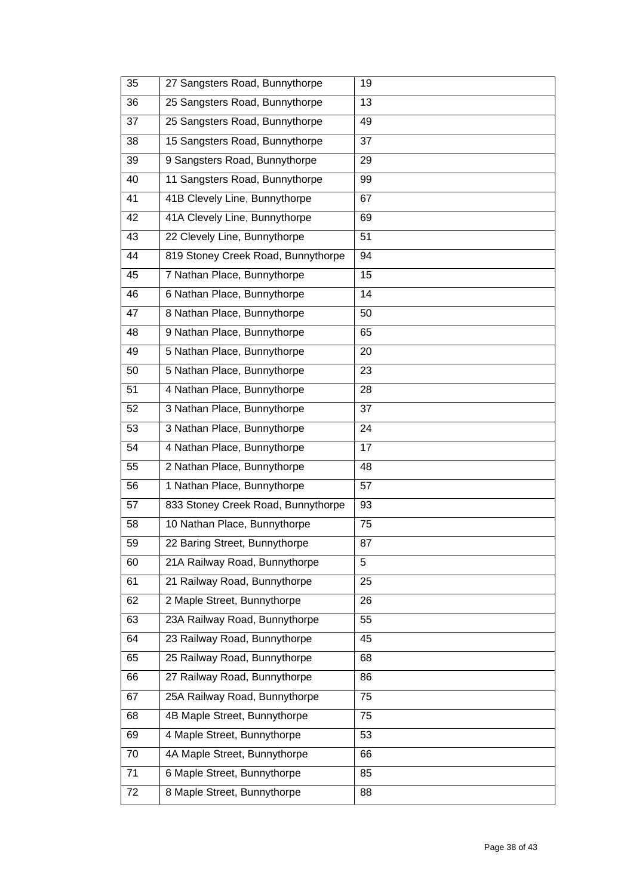| 35 | 27 Sangsters Road, Bunnythorpe | 19 |
|---|---|---|
| 36 | 25 Sangsters Road, Bunnythorpe | 13 |
| 37 | 25 Sangsters Road, Bunnythorpe | 49 |
| 38 | 15 Sangsters Road, Bunnythorpe | 37 |
| 39 | 9 Sangsters Road, Bunnythorpe | 29 |
| 40 | 11 Sangsters Road, Bunnythorpe | 99 |
| 41 | 41B Clevely Line, Bunnythorpe | 67 |
| 42 | 41A Clevely Line, Bunnythorpe | 69 |
| 43 | 22 Clevely Line, Bunnythorpe | 51 |
| 44 | 819 Stoney Creek Road, Bunnythorpe | 94 |
| 45 | 7 Nathan Place, Bunnythorpe | 15 |
| 46 | 6 Nathan Place, Bunnythorpe | 14 |
| 47 | 8 Nathan Place, Bunnythorpe | 50 |
| 48 | 9 Nathan Place, Bunnythorpe | 65 |
| 49 | 5 Nathan Place, Bunnythorpe | 20 |
| 50 | 5 Nathan Place, Bunnythorpe | 23 |
| 51 | 4 Nathan Place, Bunnythorpe | 28 |
| 52 | 3 Nathan Place, Bunnythorpe | 37 |
| 53 | 3 Nathan Place, Bunnythorpe | 24 |
| 54 | 4 Nathan Place, Bunnythorpe | 17 |
| 55 | 2 Nathan Place, Bunnythorpe | 48 |
| 56 | 1 Nathan Place, Bunnythorpe | 57 |
| 57 | 833 Stoney Creek Road, Bunnythorpe | 93 |
| 58 | 10 Nathan Place, Bunnythorpe | 75 |
| 59 | 22 Baring Street, Bunnythorpe | 87 |
| 60 | 21A Railway Road, Bunnythorpe | 5 |
| 61 | 21 Railway Road, Bunnythorpe | 25 |
| 62 | 2 Maple Street, Bunnythorpe | 26 |
| 63 | 23A Railway Road, Bunnythorpe | 55 |
| 64 | 23 Railway Road, Bunnythorpe | 45 |
| 65 | 25 Railway Road, Bunnythorpe | 68 |
| 66 | 27 Railway Road, Bunnythorpe | 86 |
| 67 | 25A Railway Road, Bunnythorpe | 75 |
| 68 | 4B Maple Street, Bunnythorpe | 75 |
| 69 | 4 Maple Street, Bunnythorpe | 53 |
| 70 | 4A Maple Street, Bunnythorpe | 66 |
| 71 | 6 Maple Street, Bunnythorpe | 85 |
| 72 | 8 Maple Street, Bunnythorpe | 88 |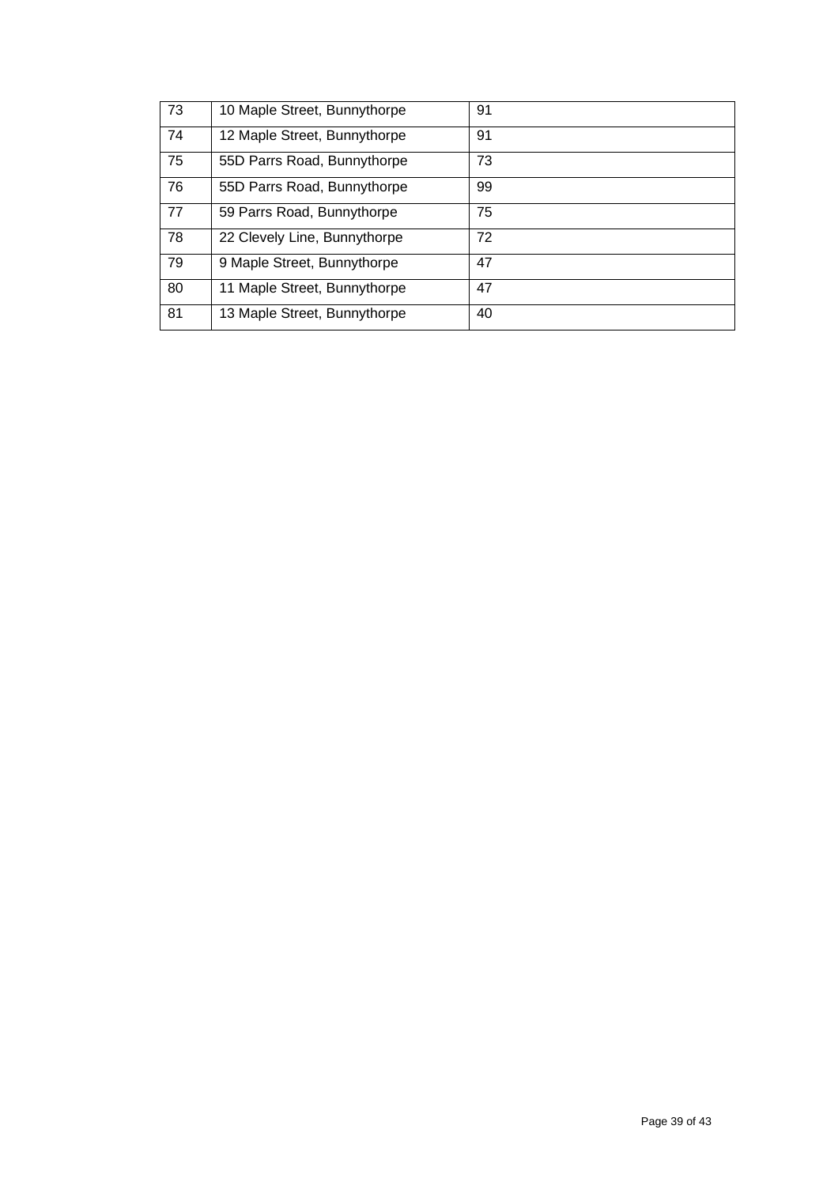| 73 | 10 Maple Street, Bunnythorpe | 91 |
|---|---|---|
| 74 | 12 Maple Street, Bunnythorpe | 91 |
| 75 | 55D Parrs Road, Bunnythorpe | 73 |
| 76 | 55D Parrs Road, Bunnythorpe | 99 |
| 77 | 59 Parrs Road, Bunnythorpe | 75 |
| 78 | 22 Clevely Line, Bunnythorpe | 72 |
| 79 | 9 Maple Street, Bunnythorpe | 47 |
| 80 | 11 Maple Street, Bunnythorpe | 47 |
| 81 | 13 Maple Street, Bunnythorpe | 40 |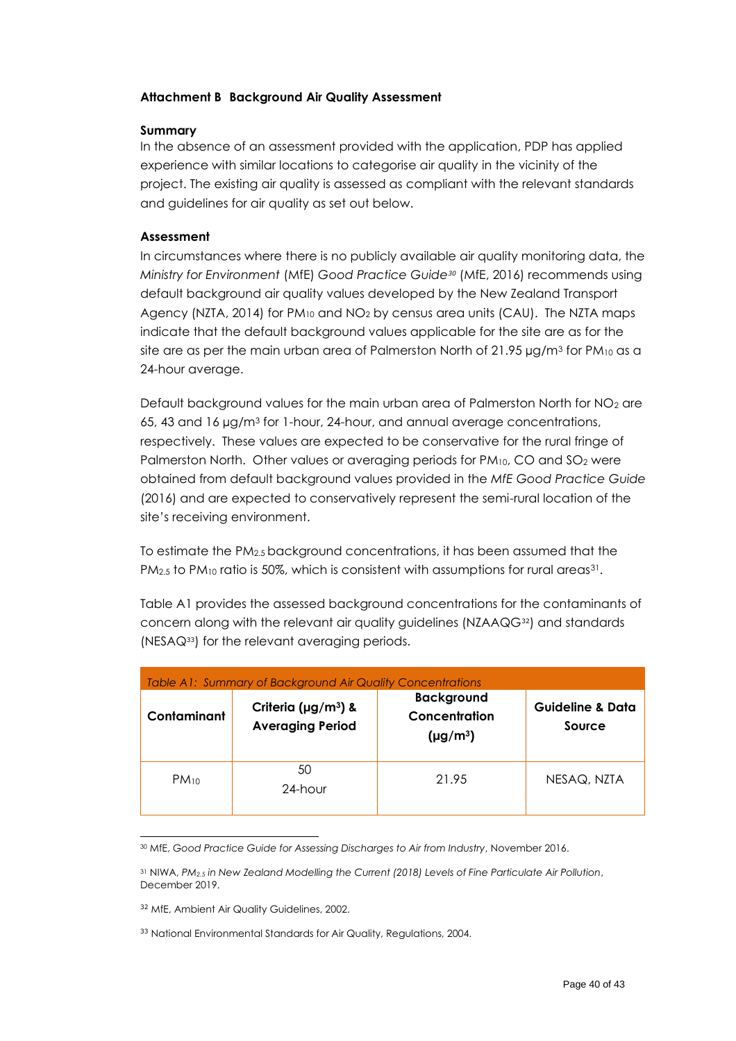### Attachment B Background Air Quality Assessment

**Summary**

In the absence of an assessment provided with the application, PDP has applied experience with similar locations to categorise air quality in the vicinity of the project. The existing air quality is assessed as compliant with the relevant standards and guidelines for air quality as set out below.

**Assessment**

In circumstances where there is no publicly available air quality monitoring data, the *Ministry for Environment* (MfE) *Good Practice Guide*[30] (MfE, 2016) recommends using default background air quality values developed by the New Zealand Transport Agency (NZTA, 2014) for $PM_{10}$ and $NO_2$ by census area units (CAU). The NZTA maps indicate that the default background values applicable for the site are as for the site are as per the main urban area of Palmerston North of 21.95 µg/m³ for $PM_{10}$ as a 24-hour average.

Default background values for the main urban area of Palmerston North for $NO_2$ are 65, 43 and 16 µg/m³ for 1-hour, 24-hour, and annual average concentrations, respectively. These values are expected to be conservative for the rural fringe of Palmerston North. Other values or averaging periods for $PM_{10}$, CO and $SO_2$ were obtained from default background values provided in the *MfE Good Practice Guide* (2016) and are expected to conservatively represent the semi-rural location of the site's receiving environment.

To estimate the $PM_{2.5}$ background concentrations, it has been assumed that the $PM_{2.5}$ to $PM_{10}$ ratio is 50%, which is consistent with assumptions for rural areas[31].

Table A1 provides the assessed background concentrations for the contaminants of concern along with the relevant air quality guidelines (NZAAQG[32]) and standards (NESAQ[33]) for the relevant averaging periods.

*Table A1: Summary of Background Air Quality Concentrations*

| Contaminant | Criteria (µg/m³) & Averaging Period | Background Concentration (µg/m³) | Guideline & Data Source |
|---|---|---|---|
| $PM_{10}$ | 50<br>24-hour | 21.95 | NESAQ, NZTA |

[30] MfE, *Good Practice Guide for Assessing Discharges to Air from Industry*, November 2016.

[31] NIWA, *$PM_{2.5}$ in New Zealand Modelling the Current (2018) Levels of Fine Particulate Air Pollution*, December 2019.

[32] MfE, Ambient Air Quality Guidelines, 2002.

[33] National Environmental Standards for Air Quality, Regulations, 2004.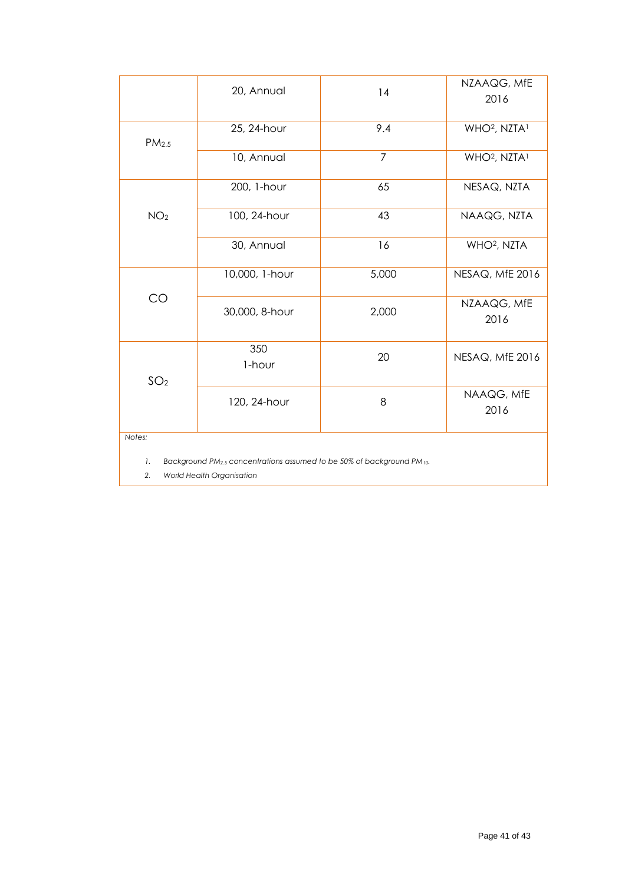| | | | |
|---|---|---|---|
| | 20, Annual | 14 | NZAAQG, MfE 2016 |
| $PM_{2.5}$ | 25, 24-hour | 9.4 | WHO[2], NZTA[1] |
| | 10, Annual | 7 | WHO[2], NZTA[1] |
| $NO_2$ | 200, 1-hour | 65 | NESAQ, NZTA |
| | 100, 24-hour | 43 | NAAQG, NZTA |
| | 30, Annual | 16 | WHO[2], NZTA |
| CO | 10,000, 1-hour | 5,000 | NESAQ, MfE 2016 |
| | 30,000, 8-hour | 2,000 | NZAAQG, MfE 2016 |
| $SO_2$ | 350 1-hour | 20 | NESAQ, MfE 2016 |
| | 120, 24-hour | 8 | NAAQG, MfE 2016 |

*Notes:*

1. *Background $PM_{2.5}$ concentrations assumed to be 50% of background $PM_{10}$.*
2. *World Health Organisation*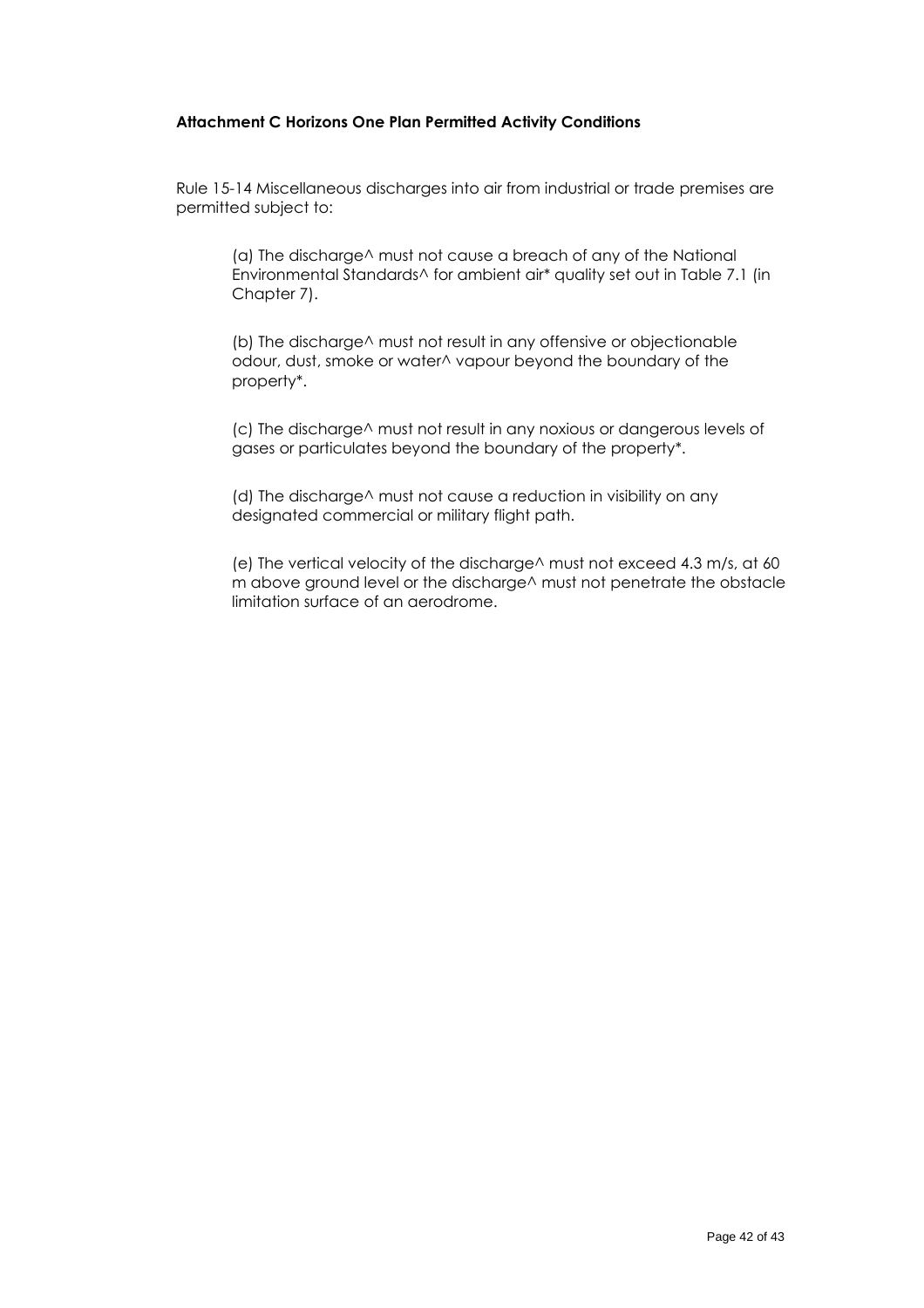**Attachment C Horizons One Plan Permitted Activity Conditions**

Rule 15-14 Miscellaneous discharges into air from industrial or trade premises are permitted subject to:

> (a) The discharge^ must not cause a breach of any of the National Environmental Standards^ for ambient air* quality set out in Table 7.1 (in Chapter 7).
>
> (b) The discharge^ must not result in any offensive or objectionable odour, dust, smoke or water^ vapour beyond the boundary of the property*.
>
> (c) The discharge^ must not result in any noxious or dangerous levels of gases or particulates beyond the boundary of the property*.
>
> (d) The discharge^ must not cause a reduction in visibility on any designated commercial or military flight path.
>
> (e) The vertical velocity of the discharge^ must not exceed 4.3 m/s, at 60 m above ground level or the discharge^ must not penetrate the obstacle limitation surface of an aerodrome.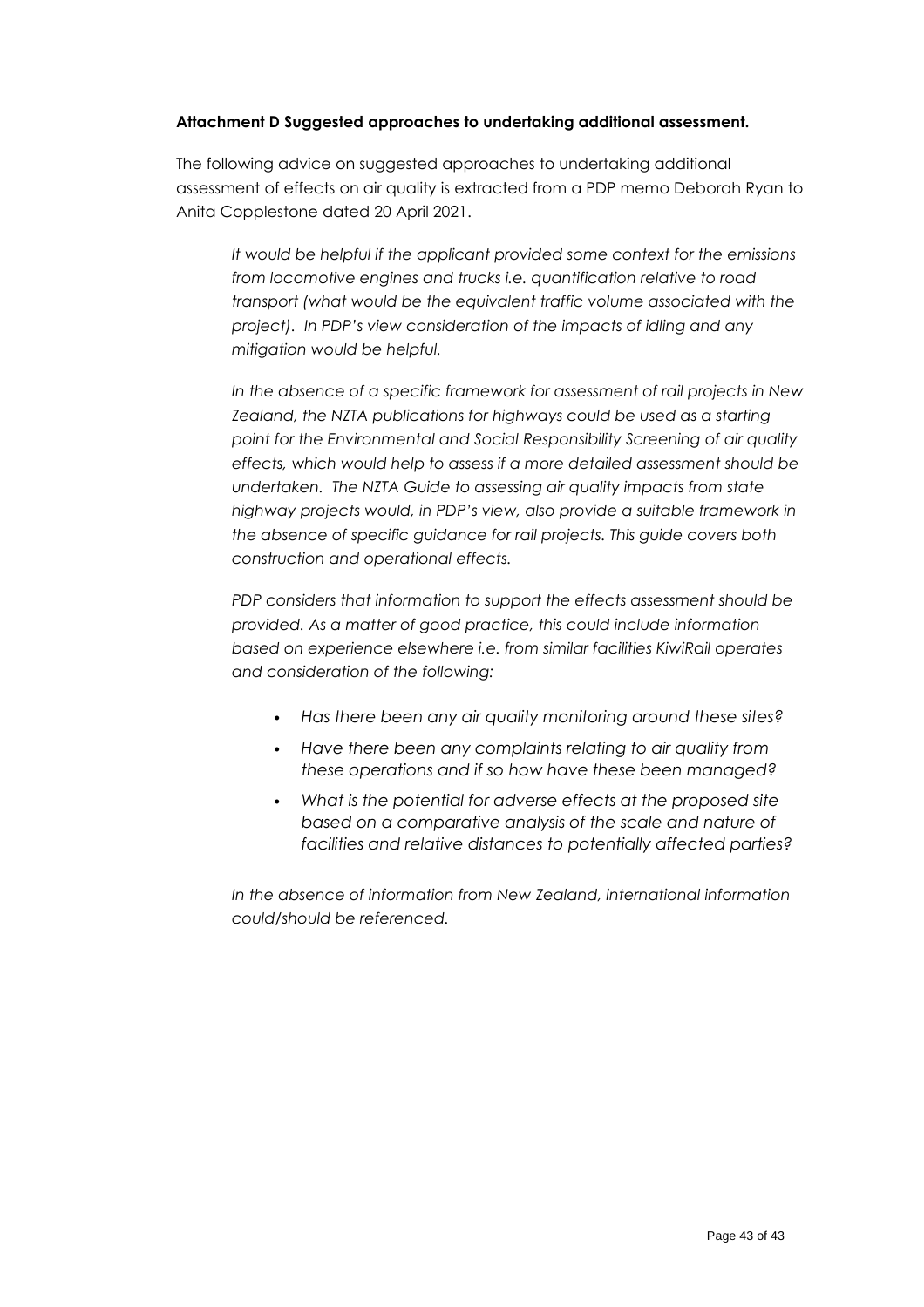**Attachment D Suggested approaches to undertaking additional assessment.**

The following advice on suggested approaches to undertaking additional assessment of effects on air quality is extracted from a PDP memo Deborah Ryan to Anita Copplestone dated 20 April 2021.

> *It would be helpful if the applicant provided some context for the emissions from locomotive engines and trucks i.e. quantification relative to road transport (what would be the equivalent traffic volume associated with the project). In PDP's view consideration of the impacts of idling and any mitigation would be helpful.*
>
> *In the absence of a specific framework for assessment of rail projects in New Zealand, the NZTA publications for highways could be used as a starting point for the Environmental and Social Responsibility Screening of air quality effects, which would help to assess if a more detailed assessment should be undertaken. The NZTA Guide to assessing air quality impacts from state highway projects would, in PDP's view, also provide a suitable framework in the absence of specific guidance for rail projects. This guide covers both construction and operational effects.*
>
> *PDP considers that information to support the effects assessment should be provided. As a matter of good practice, this could include information based on experience elsewhere i.e. from similar facilities KiwiRail operates and consideration of the following:*
>
> - *Has there been any air quality monitoring around these sites?*
> - *Have there been any complaints relating to air quality from these operations and if so how have these been managed?*
> - *What is the potential for adverse effects at the proposed site based on a comparative analysis of the scale and nature of facilities and relative distances to potentially affected parties?*
>
> *In the absence of information from New Zealand, international information could/should be referenced.*